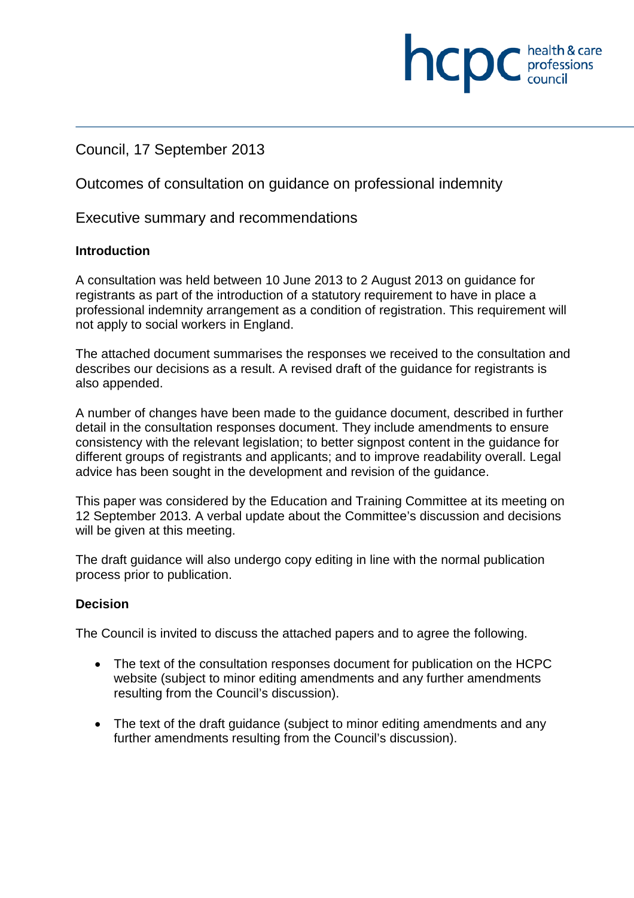Council, 17 September 2013

# Outcomes of consultation on guidance on professional indemnity

## Executive summary and recommendations

### Introduction

A consultation was held between 10 June 2013 to 2 August 2013 on guidance for registrants as part of the introduction of a statutory requirement to have in place a professional indemnity arrangement as a condition of registration. This requirement will not apply to social workers in England.

The attached document summarises the responses we received to the consultation and describes our decisions as a result. A revised draft of the guidance for registrants is also appended.

A number of changes have been made to the guidance document, described in further detail in the consultation responses document. They include amendments to ensure consistency with the relevant legislation; to better signpost content in the guidance for different groups of registrants and applicants; and to improve readability overall. Legal advice has been sought in the development and revision of the guidance.

This paper was considered by the Education and Training Committee at its meeting on 12 September 2013. A verbal update about the Committee's discussion and decisions will be given at this meeting.

The draft guidance will also undergo copy editing in line with the normal publication process prior to publication.

### Decision

The Council is invited to discuss the attached papers and to agree the following.

- The text of the consultation responses document for publication on the HCPC website (subject to minor editing amendments and any further amendments resulting from the Council's discussion).
- The text of the draft guidance (subject to minor editing amendments and any further amendments resulting from the Council's discussion).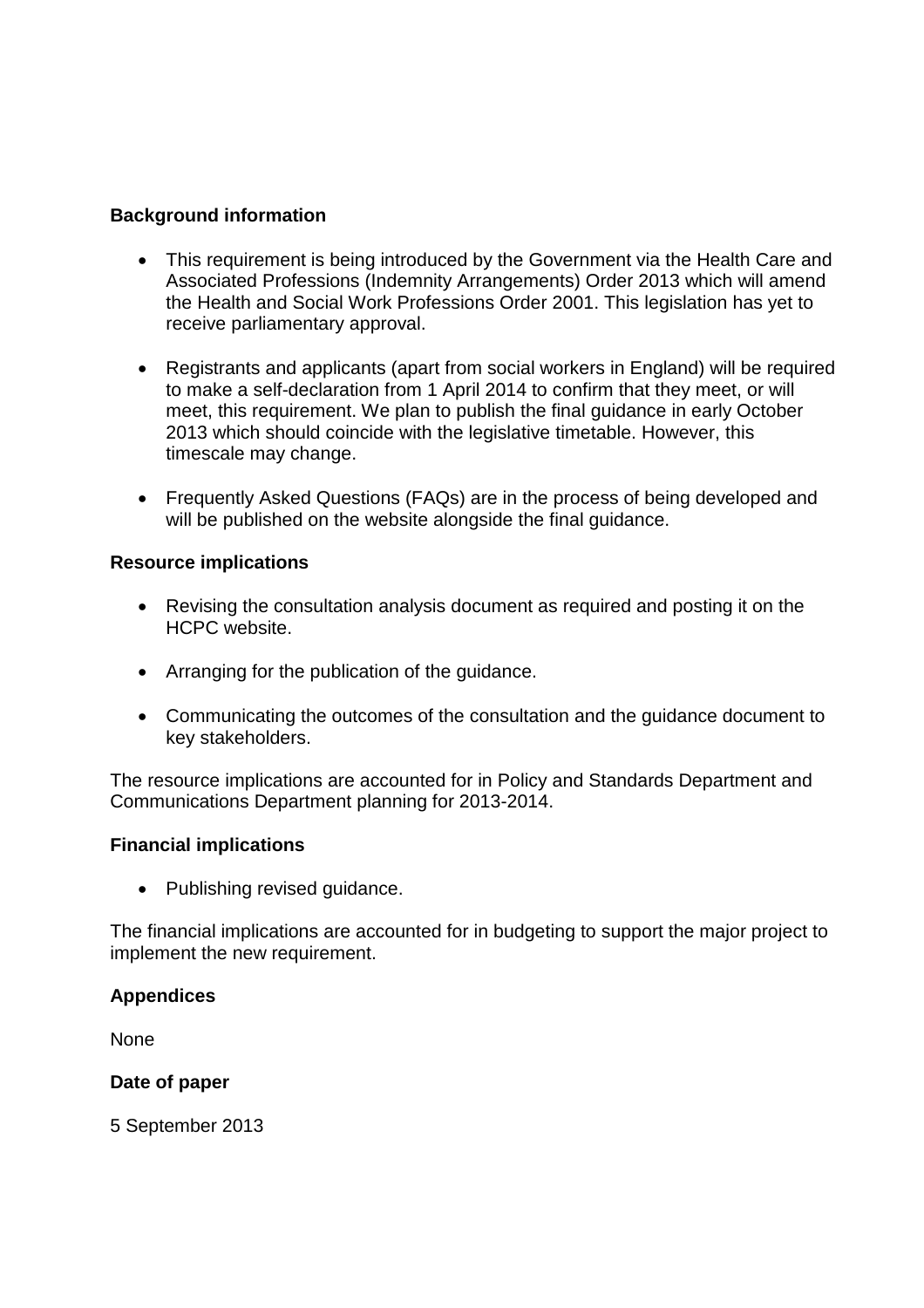**Background information**

- This requirement is being introduced by the Government via the Health Care and Associated Professions (Indemnity Arrangements) Order 2013 which will amend the Health and Social Work Professions Order 2001. This legislation has yet to receive parliamentary approval.

- Registrants and applicants (apart from social workers in England) will be required to make a self-declaration from 1 April 2014 to confirm that they meet, or will meet, this requirement. We plan to publish the final guidance in early October 2013 which should coincide with the legislative timetable. However, this timescale may change.

- Frequently Asked Questions (FAQs) are in the process of being developed and will be published on the website alongside the final guidance.

**Resource implications**

- Revising the consultation analysis document as required and posting it on the HCPC website.

- Arranging for the publication of the guidance.

- Communicating the outcomes of the consultation and the guidance document to key stakeholders.

The resource implications are accounted for in Policy and Standards Department and Communications Department planning for 2013-2014.

**Financial implications**

- Publishing revised guidance.

The financial implications are accounted for in budgeting to support the major project to implement the new requirement.

**Appendices**

None

**Date of paper**

5 September 2013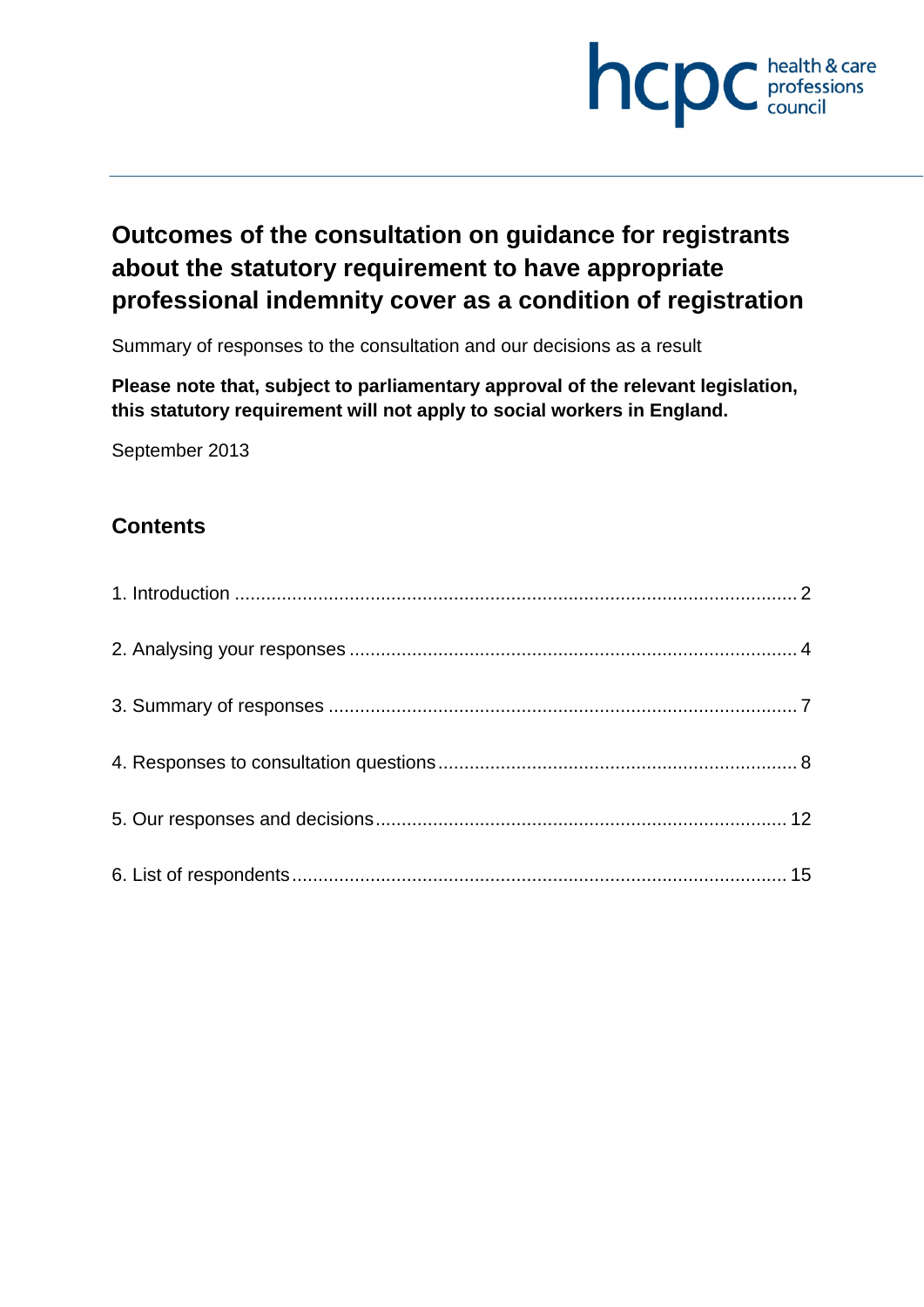# Outcomes of the consultation on guidance for registrants about the statutory requirement to have appropriate professional indemnity cover as a condition of registration

Summary of responses to the consultation and our decisions as a result

**Please note that, subject to parliamentary approval of the relevant legislation, this statutory requirement will not apply to social workers in England.**

September 2013

## Contents

1. Introduction ........................................................................................................ 2
2. Analysing your responses .................................................................................. 4
3. Summary of responses ....................................................................................... 7
4. Responses to consultation questions .................................................................. 8
5. Our responses and decisions ............................................................................ 12
6. List of respondents ........................................................................................... 15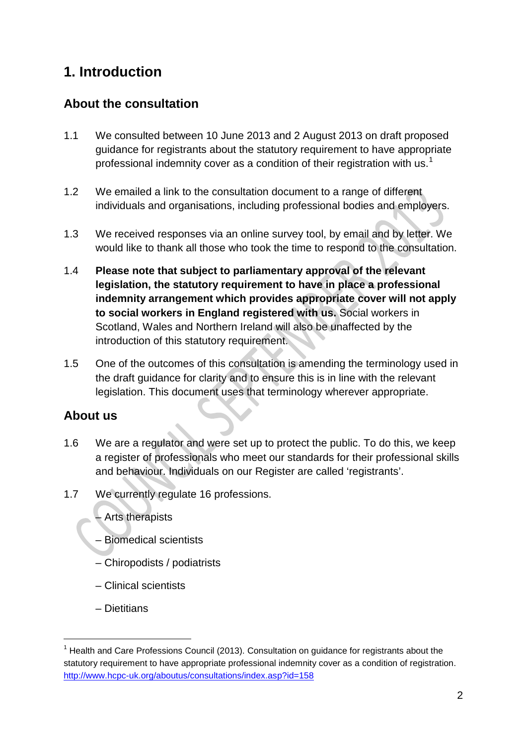# 1. Introduction

## About the consultation

1.1 We consulted between 10 June 2013 and 2 August 2013 on draft proposed guidance for registrants about the statutory requirement to have appropriate professional indemnity cover as a condition of their registration with us.[1]

1.2 We emailed a link to the consultation document to a range of different individuals and organisations, including professional bodies and employers.

1.3 We received responses via an online survey tool, by email and by letter. We would like to thank all those who took the time to respond to the consultation.

1.4 **Please note that subject to parliamentary approval of the relevant legislation, the statutory requirement to have in place a professional indemnity arrangement which provides appropriate cover will not apply to social workers in England registered with us.** Social workers in Scotland, Wales and Northern Ireland will also be unaffected by the introduction of this statutory requirement.

1.5 One of the outcomes of this consultation is amending the terminology used in the draft guidance for clarity and to ensure this is in line with the relevant legislation. This document uses that terminology wherever appropriate.

## About us

1.6 We are a regulator and were set up to protect the public. To do this, we keep a register of professionals who meet our standards for their professional skills and behaviour. Individuals on our Register are called 'registrants'.

1.7 We currently regulate 16 professions.

– Arts therapists

– Biomedical scientists

– Chiropodists / podiatrists

– Clinical scientists

– Dietitians

[1] Health and Care Professions Council (2013). Consultation on guidance for registrants about the statutory requirement to have appropriate professional indemnity cover as a condition of registration. http://www.hcpc-uk.org/aboutus/consultations/index.asp?id=158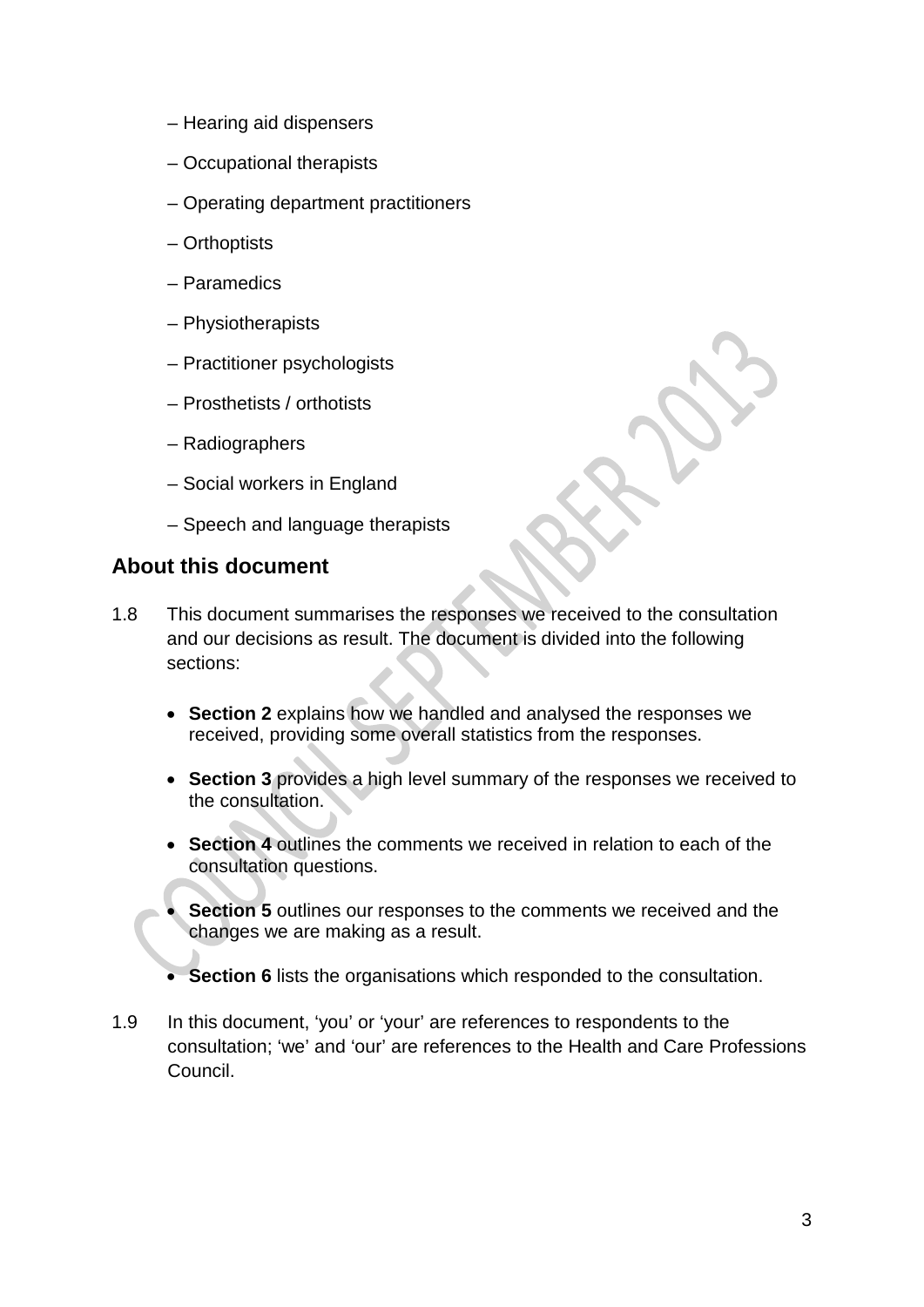– Hearing aid dispensers

– Occupational therapists

– Operating department practitioners

– Orthoptists

– Paramedics

– Physiotherapists

– Practitioner psychologists

– Prosthetists / orthotists

– Radiographers

– Social workers in England

– Speech and language therapists

## About this document

1.8 This document summarises the responses we received to the consultation and our decisions as result. The document is divided into the following sections:

- **Section 2** explains how we handled and analysed the responses we received, providing some overall statistics from the responses.
- **Section 3** provides a high level summary of the responses we received to the consultation.
- **Section 4** outlines the comments we received in relation to each of the consultation questions.
- **Section 5** outlines our responses to the comments we received and the changes we are making as a result.
- **Section 6** lists the organisations which responded to the consultation.

1.9 In this document, 'you' or 'your' are references to respondents to the consultation; 'we' and 'our' are references to the Health and Care Professions Council.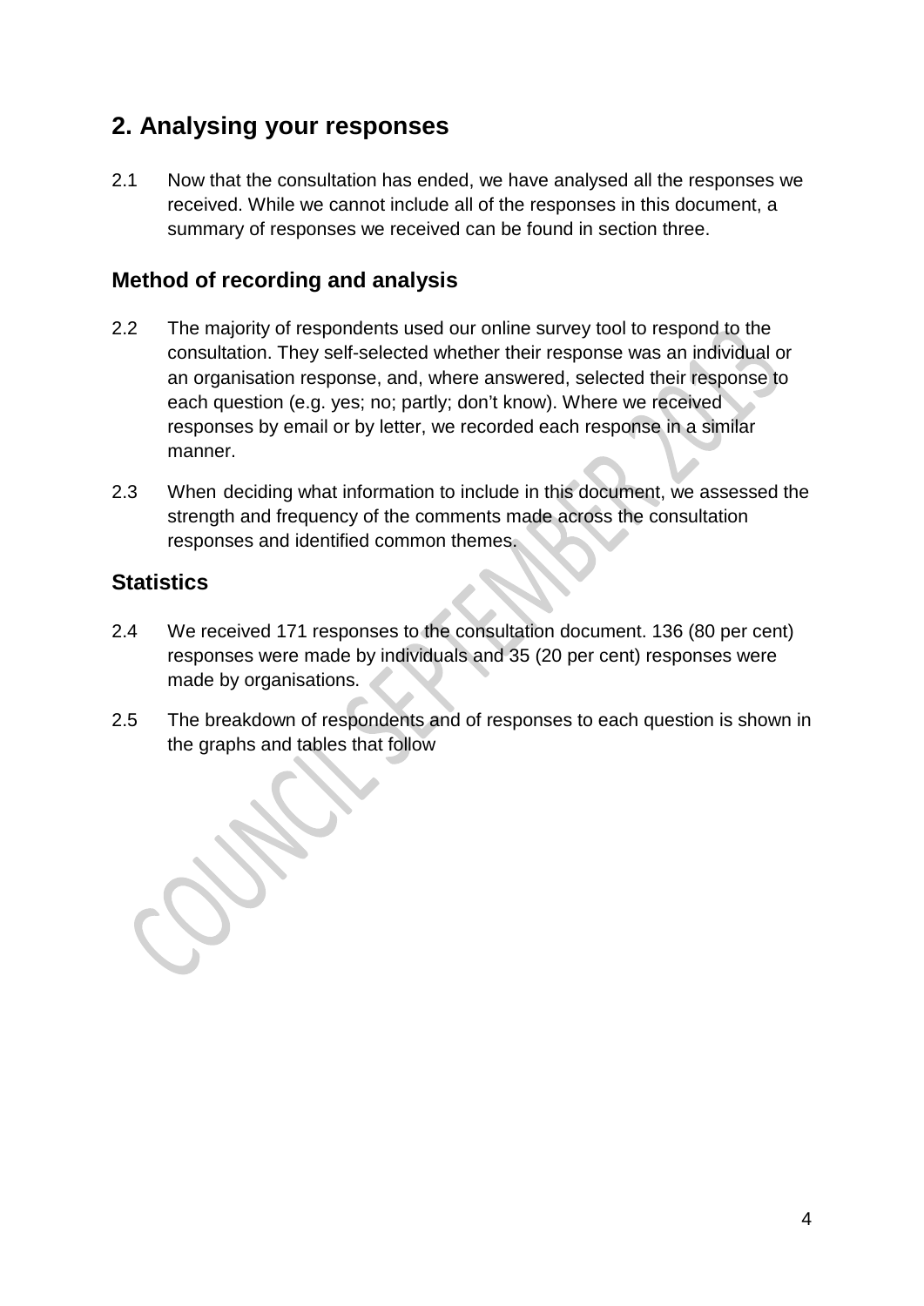## 2. Analysing your responses

2.1 Now that the consultation has ended, we have analysed all the responses we received. While we cannot include all of the responses in this document, a summary of responses we received can be found in section three.

### Method of recording and analysis

2.2 The majority of respondents used our online survey tool to respond to the consultation. They self-selected whether their response was an individual or an organisation response, and, where answered, selected their response to each question (e.g. yes; no; partly; don't know). Where we received responses by email or by letter, we recorded each response in a similar manner.

2.3 When deciding what information to include in this document, we assessed the strength and frequency of the comments made across the consultation responses and identified common themes.

### Statistics

2.4 We received 171 responses to the consultation document. 136 (80 per cent) responses were made by individuals and 35 (20 per cent) responses were made by organisations.

2.5 The breakdown of respondents and of responses to each question is shown in the graphs and tables that follow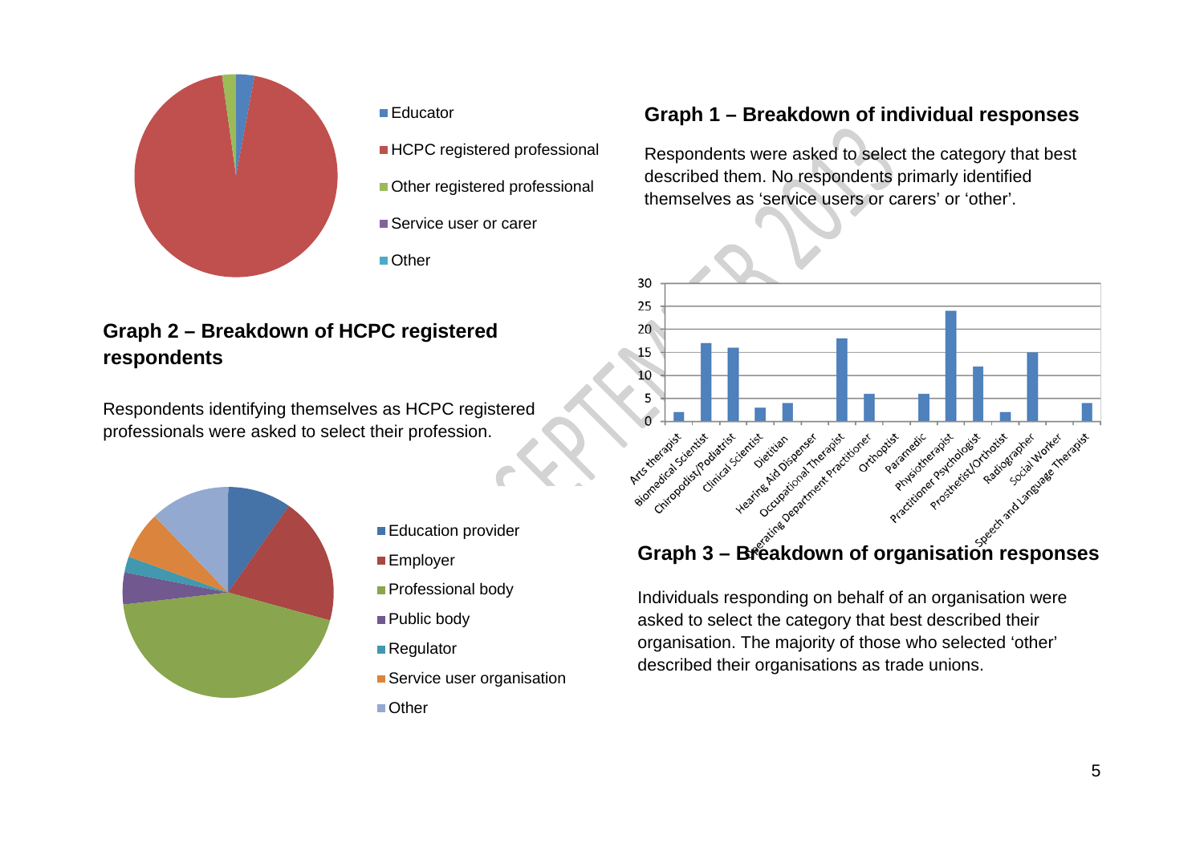Educator
HCPC registered professional
Other registered professional
Service user or carer
Other

## Graph 1 – Breakdown of individual responses

Respondents were asked to select the category that best described them. No respondents primarily identified themselves as 'service users or carers' or 'other'.

## Graph 2 – Breakdown of HCPC registered respondents

Respondents identifying themselves as HCPC registered professionals were asked to select their profession.

| Profession | Responses |
| --- | --- |
| Arts therapist | 2 |
| Biomedical Scientist | 17 |
| Chiropodist/Podiatrist | 16 |
| Clinical Scientist | 3 |
| Dietitian | 4 |
| Hearing Aid Dispenser | 0 |
| Occupational Therapist | 18 |
| Operating Department Practitioner | 6 |
| Orthoptist | 0 |
| Paramedic | 6 |
| Physiotherapist | 24 |
| Practitioner Psychologist | 12 |
| Prosthetist/Orthotist | 2 |
| Radiographer | 15 |
| Social Worker | 0 |
| Speech and Language Therapist | 4 |

Education provider
Employer
Professional body
Public body
Regulator
Service user organisation
Other

## Graph 3 – Breakdown of organisation responses

Individuals responding on behalf of an organisation were asked to select the category that best described their organisation. The majority of those who selected 'other' described their organisations as trade unions.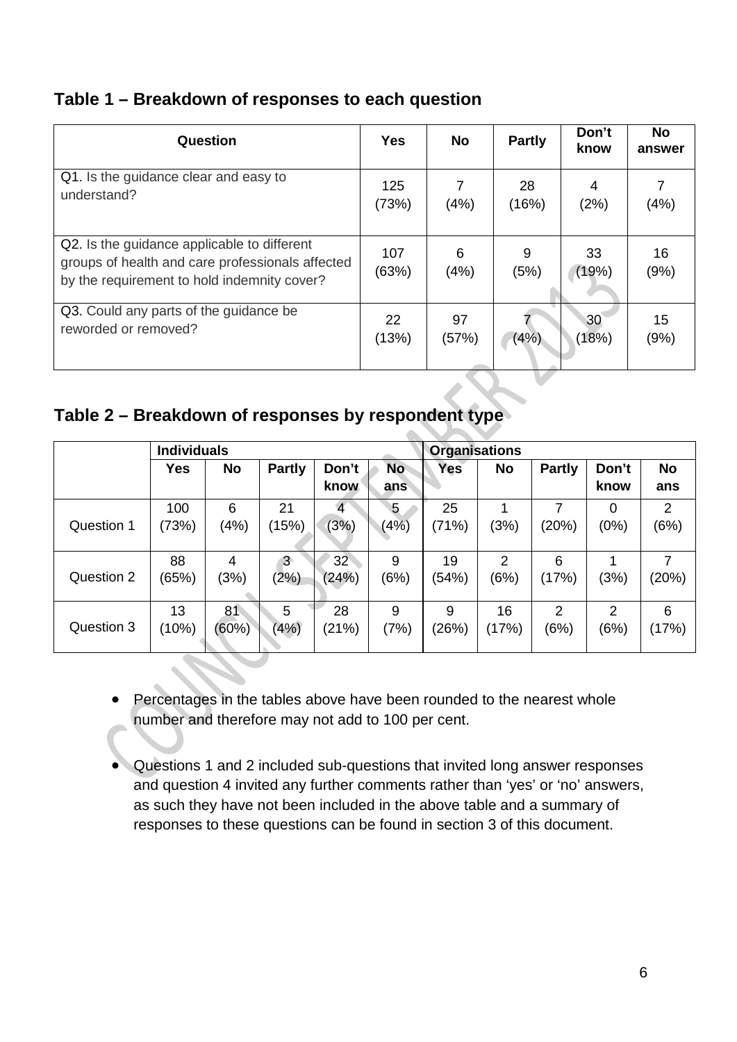## Table 1 – Breakdown of responses to each question

| Question | Yes | No | Partly | Don't know | No answer |
|---|---|---|---|---|---|
| Q1. Is the guidance clear and easy to understand? | 125 (73%) | 7 (4%) | 28 (16%) | 4 (2%) | 7 (4%) |
| Q2. Is the guidance applicable to different groups of health and care professionals affected by the requirement to hold indemnity cover? | 107 (63%) | 6 (4%) | 9 (5%) | 33 (19%) | 16 (9%) |
| Q3. Could any parts of the guidance be reworded or removed? | 22 (13%) | 97 (57%) | 7 (4%) | 30 (18%) | 15 (9%) |

## Table 2 – Breakdown of responses by respondent type

| | Individuals | | | | | Organisations | | | | |
|---|---|---|---|---|---|---|---|---|---|---|
| | Yes | No | Partly | Don't know | No ans | Yes | No | Partly | Don't know | No ans |
| Question 1 | 100 (73%) | 6 (4%) | 21 (15%) | 4 (3%) | 5 (4%) | 25 (71%) | 1 (3%) | 7 (20%) | 0 (0%) | 2 (6%) |
| Question 2 | 88 (65%) | 4 (3%) | 3 (2%) | 32 (24%) | 9 (6%) | 19 (54%) | 2 (6%) | 6 (17%) | 1 (3%) | 7 (20%) |
| Question 3 | 13 (10%) | 81 (60%) | 5 (4%) | 28 (21%) | 9 (7%) | 9 (26%) | 16 (17%) | 2 (6%) | 2 (6%) | 6 (17%) |

- Percentages in the tables above have been rounded to the nearest whole number and therefore may not add to 100 per cent.
- Questions 1 and 2 included sub-questions that invited long answer responses and question 4 invited any further comments rather than 'yes' or 'no' answers, as such they have not been included in the above table and a summary of responses to these questions can be found in section 3 of this document.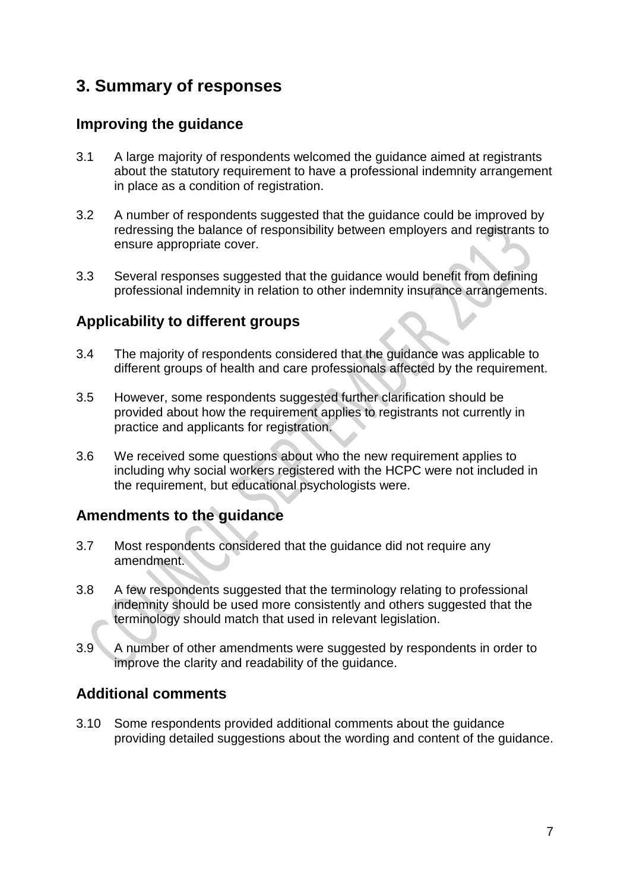## 3. Summary of responses

### Improving the guidance

3.1 A large majority of respondents welcomed the guidance aimed at registrants about the statutory requirement to have a professional indemnity arrangement in place as a condition of registration.

3.2 A number of respondents suggested that the guidance could be improved by redressing the balance of responsibility between employers and registrants to ensure appropriate cover.

3.3 Several responses suggested that the guidance would benefit from defining professional indemnity in relation to other indemnity insurance arrangements.

### Applicability to different groups

3.4 The majority of respondents considered that the guidance was applicable to different groups of health and care professionals affected by the requirement.

3.5 However, some respondents suggested further clarification should be provided about how the requirement applies to registrants not currently in practice and applicants for registration.

3.6 We received some questions about who the new requirement applies to including why social workers registered with the HCPC were not included in the requirement, but educational psychologists were.

### Amendments to the guidance

3.7 Most respondents considered that the guidance did not require any amendment.

3.8 A few respondents suggested that the terminology relating to professional indemnity should be used more consistently and others suggested that the terminology should match that used in relevant legislation.

3.9 A number of other amendments were suggested by respondents in order to improve the clarity and readability of the guidance.

### Additional comments

3.10 Some respondents provided additional comments about the guidance providing detailed suggestions about the wording and content of the guidance.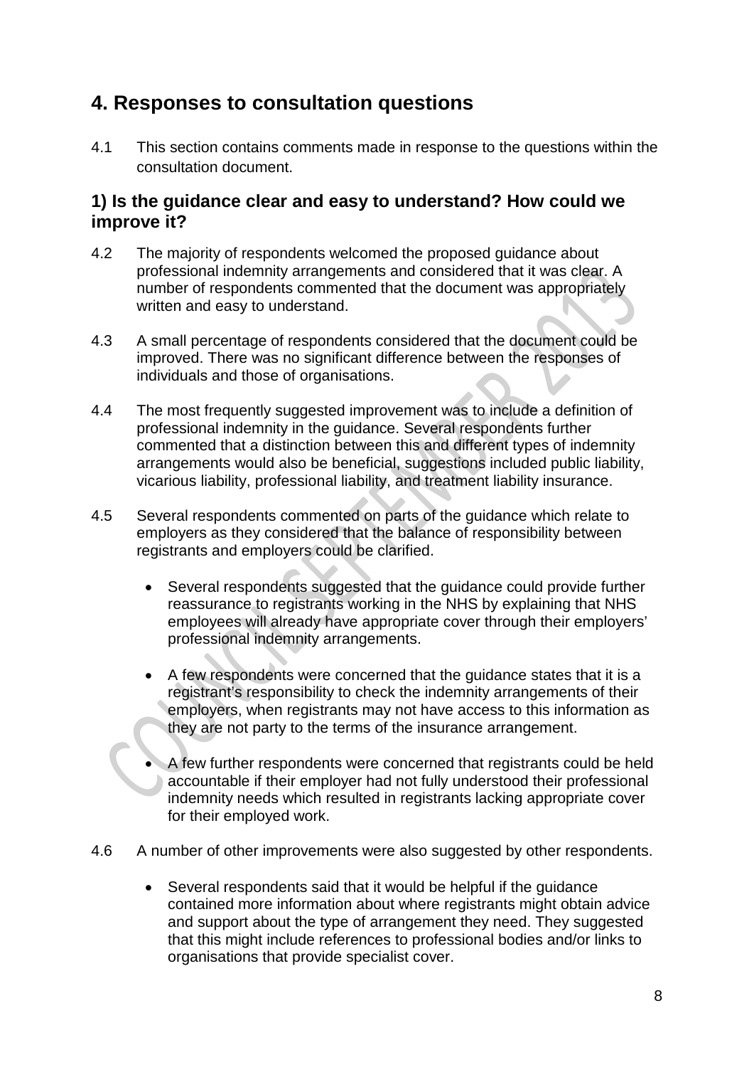## 4. Responses to consultation questions

4.1 This section contains comments made in response to the questions within the consultation document.

### 1) Is the guidance clear and easy to understand? How could we improve it?

4.2 The majority of respondents welcomed the proposed guidance about professional indemnity arrangements and considered that it was clear. A number of respondents commented that the document was appropriately written and easy to understand.

4.3 A small percentage of respondents considered that the document could be improved. There was no significant difference between the responses of individuals and those of organisations.

4.4 The most frequently suggested improvement was to include a definition of professional indemnity in the guidance. Several respondents further commented that a distinction between this and different types of indemnity arrangements would also be beneficial, suggestions included public liability, vicarious liability, professional liability, and treatment liability insurance.

4.5 Several respondents commented on parts of the guidance which relate to employers as they considered that the balance of responsibility between registrants and employers could be clarified.

- Several respondents suggested that the guidance could provide further reassurance to registrants working in the NHS by explaining that NHS employees will already have appropriate cover through their employers' professional indemnity arrangements.
- A few respondents were concerned that the guidance states that it is a registrant's responsibility to check the indemnity arrangements of their employers, when registrants may not have access to this information as they are not party to the terms of the insurance arrangement.
- A few further respondents were concerned that registrants could be held accountable if their employer had not fully understood their professional indemnity needs which resulted in registrants lacking appropriate cover for their employed work.

4.6 A number of other improvements were also suggested by other respondents.

- Several respondents said that it would be helpful if the guidance contained more information about where registrants might obtain advice and support about the type of arrangement they need. They suggested that this might include references to professional bodies and/or links to organisations that provide specialist cover.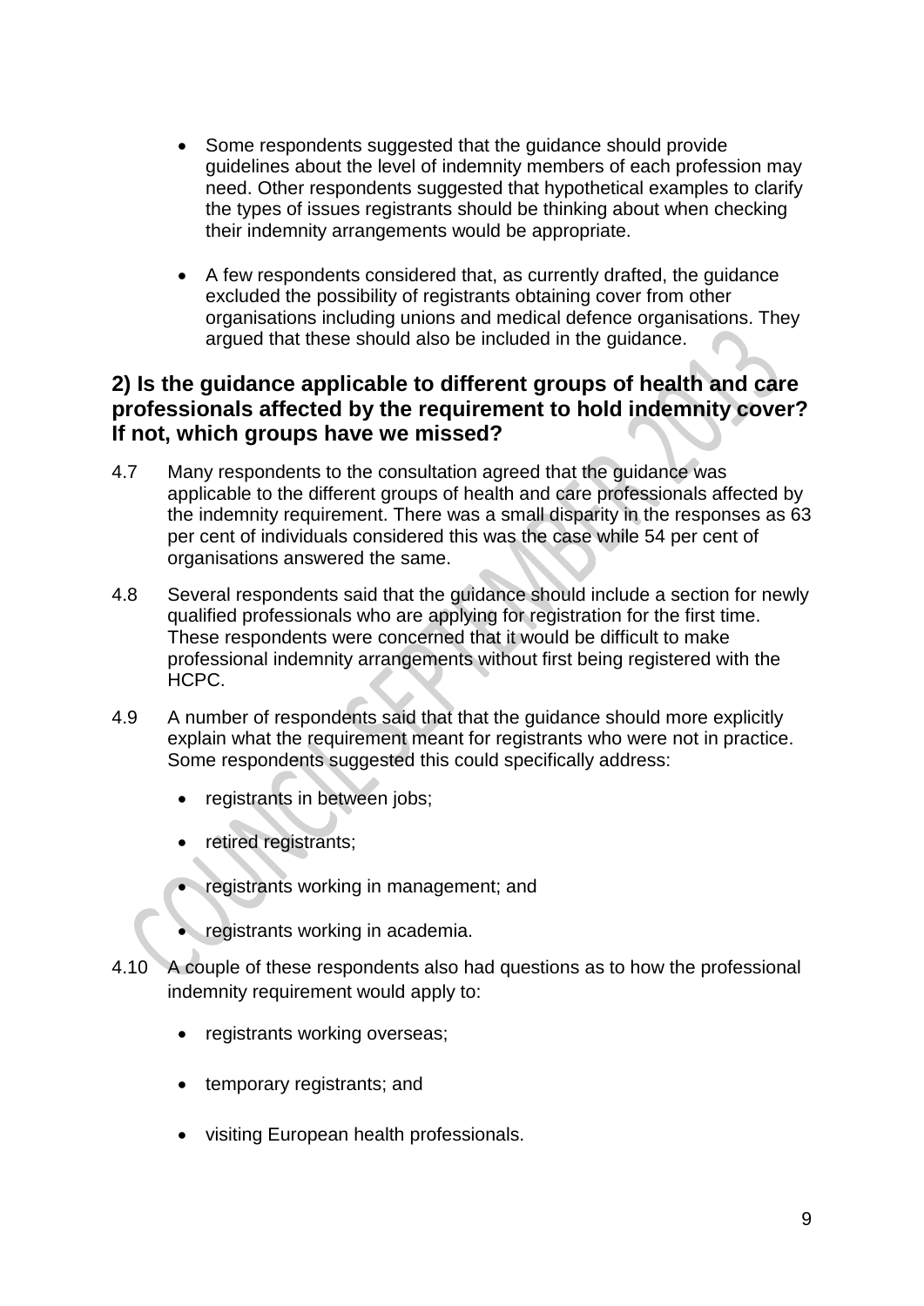- Some respondents suggested that the guidance should provide guidelines about the level of indemnity members of each profession may need. Other respondents suggested that hypothetical examples to clarify the types of issues registrants should be thinking about when checking their indemnity arrangements would be appropriate.

- A few respondents considered that, as currently drafted, the guidance excluded the possibility of registrants obtaining cover from other organisations including unions and medical defence organisations. They argued that these should also be included in the guidance.

## 2) Is the guidance applicable to different groups of health and care professionals affected by the requirement to hold indemnity cover? If not, which groups have we missed?

4.7 Many respondents to the consultation agreed that the guidance was applicable to the different groups of health and care professionals affected by the indemnity requirement. There was a small disparity in the responses as 63 per cent of individuals considered this was the case while 54 per cent of organisations answered the same.

4.8 Several respondents said that the guidance should include a section for newly qualified professionals who are applying for registration for the first time. These respondents were concerned that it would be difficult to make professional indemnity arrangements without first being registered with the HCPC.

4.9 A number of respondents said that that the guidance should more explicitly explain what the requirement meant for registrants who were not in practice. Some respondents suggested this could specifically address:

- registrants in between jobs;
- retired registrants;
- registrants working in management; and
- registrants working in academia.

4.10 A couple of these respondents also had questions as to how the professional indemnity requirement would apply to:

- registrants working overseas;
- temporary registrants; and
- visiting European health professionals.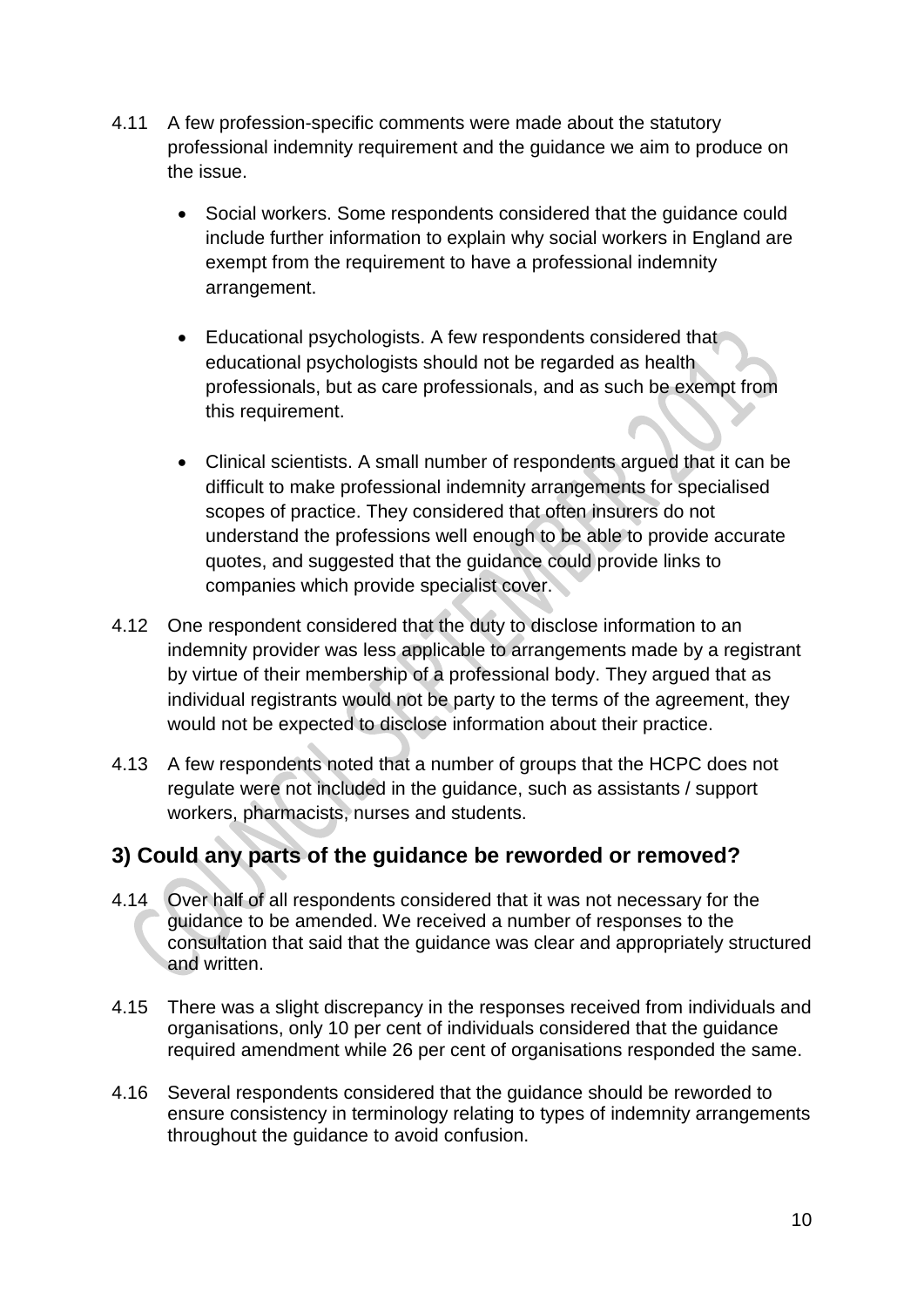4.11 A few profession-specific comments were made about the statutory professional indemnity requirement and the guidance we aim to produce on the issue.

- Social workers. Some respondents considered that the guidance could include further information to explain why social workers in England are exempt from the requirement to have a professional indemnity arrangement.
- Educational psychologists. A few respondents considered that educational psychologists should not be regarded as health professionals, but as care professionals, and as such be exempt from this requirement.
- Clinical scientists. A small number of respondents argued that it can be difficult to make professional indemnity arrangements for specialised scopes of practice. They considered that often insurers do not understand the professions well enough to be able to provide accurate quotes, and suggested that the guidance could provide links to companies which provide specialist cover.

4.12 One respondent considered that the duty to disclose information to an indemnity provider was less applicable to arrangements made by a registrant by virtue of their membership of a professional body. They argued that as individual registrants would not be party to the terms of the agreement, they would not be expected to disclose information about their practice.

4.13 A few respondents noted that a number of groups that the HCPC does not regulate were not included in the guidance, such as assistants / support workers, pharmacists, nurses and students.

## 3) Could any parts of the guidance be reworded or removed?

4.14 Over half of all respondents considered that it was not necessary for the guidance to be amended. We received a number of responses to the consultation that said that the guidance was clear and appropriately structured and written.

4.15 There was a slight discrepancy in the responses received from individuals and organisations, only 10 per cent of individuals considered that the guidance required amendment while 26 per cent of organisations responded the same.

4.16 Several respondents considered that the guidance should be reworded to ensure consistency in terminology relating to types of indemnity arrangements throughout the guidance to avoid confusion.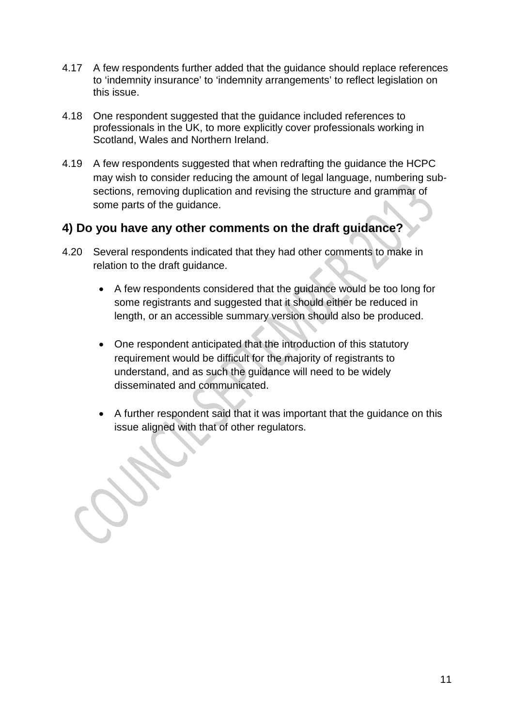4.17 A few respondents further added that the guidance should replace references to 'indemnity insurance' to 'indemnity arrangements' to reflect legislation on this issue.

4.18 One respondent suggested that the guidance included references to professionals in the UK, to more explicitly cover professionals working in Scotland, Wales and Northern Ireland.

4.19 A few respondents suggested that when redrafting the guidance the HCPC may wish to consider reducing the amount of legal language, numbering sub-sections, removing duplication and revising the structure and grammar of some parts of the guidance.

## 4) Do you have any other comments on the draft guidance?

4.20 Several respondents indicated that they had other comments to make in relation to the draft guidance.

- A few respondents considered that the guidance would be too long for some registrants and suggested that it should either be reduced in length, or an accessible summary version should also be produced.

- One respondent anticipated that the introduction of this statutory requirement would be difficult for the majority of registrants to understand, and as such the guidance will need to be widely disseminated and communicated.

- A further respondent said that it was important that the guidance on this issue aligned with that of other regulators.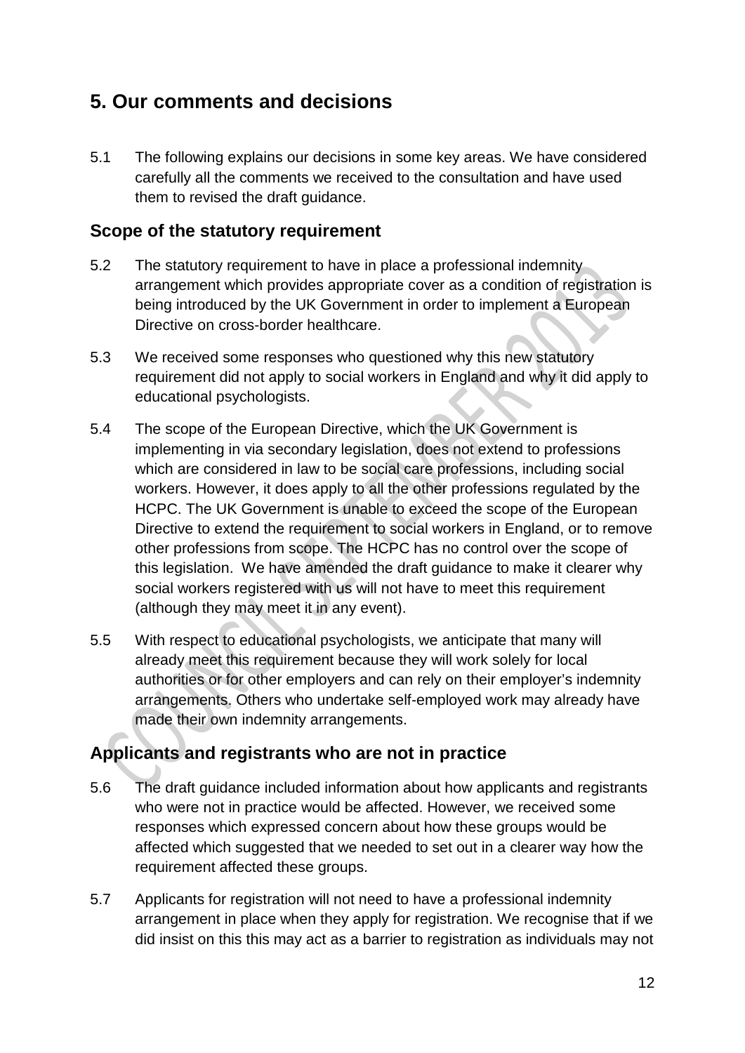## 5. Our comments and decisions

5.1 The following explains our decisions in some key areas. We have considered carefully all the comments we received to the consultation and have used them to revised the draft guidance.

### Scope of the statutory requirement

5.2 The statutory requirement to have in place a professional indemnity arrangement which provides appropriate cover as a condition of registration is being introduced by the UK Government in order to implement a European Directive on cross-border healthcare.

5.3 We received some responses who questioned why this new statutory requirement did not apply to social workers in England and why it did apply to educational psychologists.

5.4 The scope of the European Directive, which the UK Government is implementing in via secondary legislation, does not extend to professions which are considered in law to be social care professions, including social workers. However, it does apply to all the other professions regulated by the HCPC. The UK Government is unable to exceed the scope of the European Directive to extend the requirement to social workers in England, or to remove other professions from scope. The HCPC has no control over the scope of this legislation. We have amended the draft guidance to make it clearer why social workers registered with us will not have to meet this requirement (although they may meet it in any event).

5.5 With respect to educational psychologists, we anticipate that many will already meet this requirement because they will work solely for local authorities or for other employers and can rely on their employer's indemnity arrangements. Others who undertake self-employed work may already have made their own indemnity arrangements.

### Applicants and registrants who are not in practice

5.6 The draft guidance included information about how applicants and registrants who were not in practice would be affected. However, we received some responses which expressed concern about how these groups would be affected which suggested that we needed to set out in a clearer way how the requirement affected these groups.

5.7 Applicants for registration will not need to have a professional indemnity arrangement in place when they apply for registration. We recognise that if we did insist on this this may act as a barrier to registration as individuals may not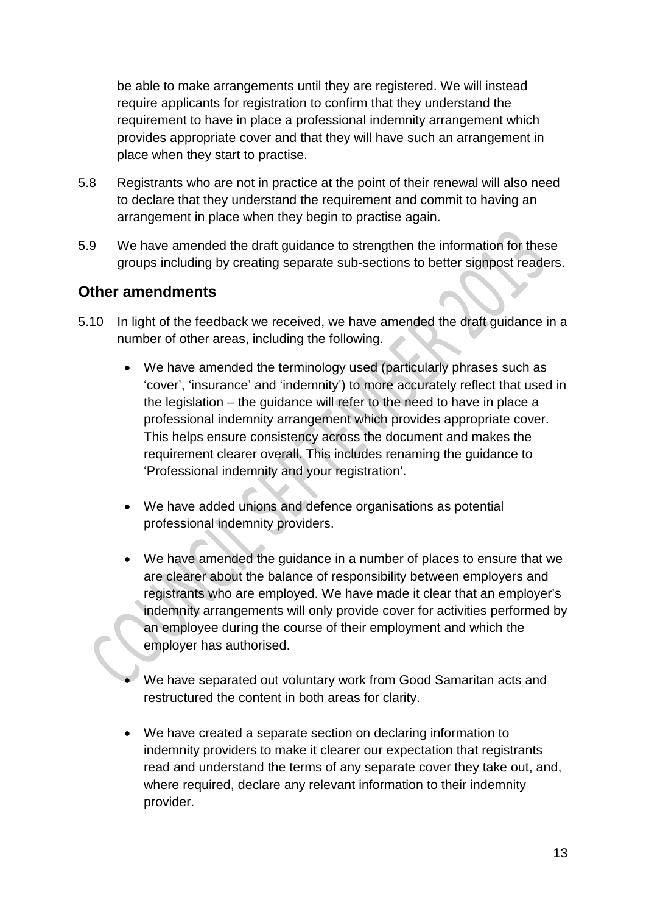be able to make arrangements until they are registered. We will instead require applicants for registration to confirm that they understand the requirement to have in place a professional indemnity arrangement which provides appropriate cover and that they will have such an arrangement in place when they start to practise.

5.8 Registrants who are not in practice at the point of their renewal will also need to declare that they understand the requirement and commit to having an arrangement in place when they begin to practise again.

5.9 We have amended the draft guidance to strengthen the information for these groups including by creating separate sub-sections to better signpost readers.

## Other amendments

5.10 In light of the feedback we received, we have amended the draft guidance in a number of other areas, including the following.

- We have amended the terminology used (particularly phrases such as 'cover', 'insurance' and 'indemnity') to more accurately reflect that used in the legislation – the guidance will refer to the need to have in place a professional indemnity arrangement which provides appropriate cover. This helps ensure consistency across the document and makes the requirement clearer overall. This includes renaming the guidance to 'Professional indemnity and your registration'.

- We have added unions and defence organisations as potential professional indemnity providers.

- We have amended the guidance in a number of places to ensure that we are clearer about the balance of responsibility between employers and registrants who are employed. We have made it clear that an employer's indemnity arrangements will only provide cover for activities performed by an employee during the course of their employment and which the employer has authorised.

- We have separated out voluntary work from Good Samaritan acts and restructured the content in both areas for clarity.

- We have created a separate section on declaring information to indemnity providers to make it clearer our expectation that registrants read and understand the terms of any separate cover they take out, and, where required, declare any relevant information to their indemnity provider.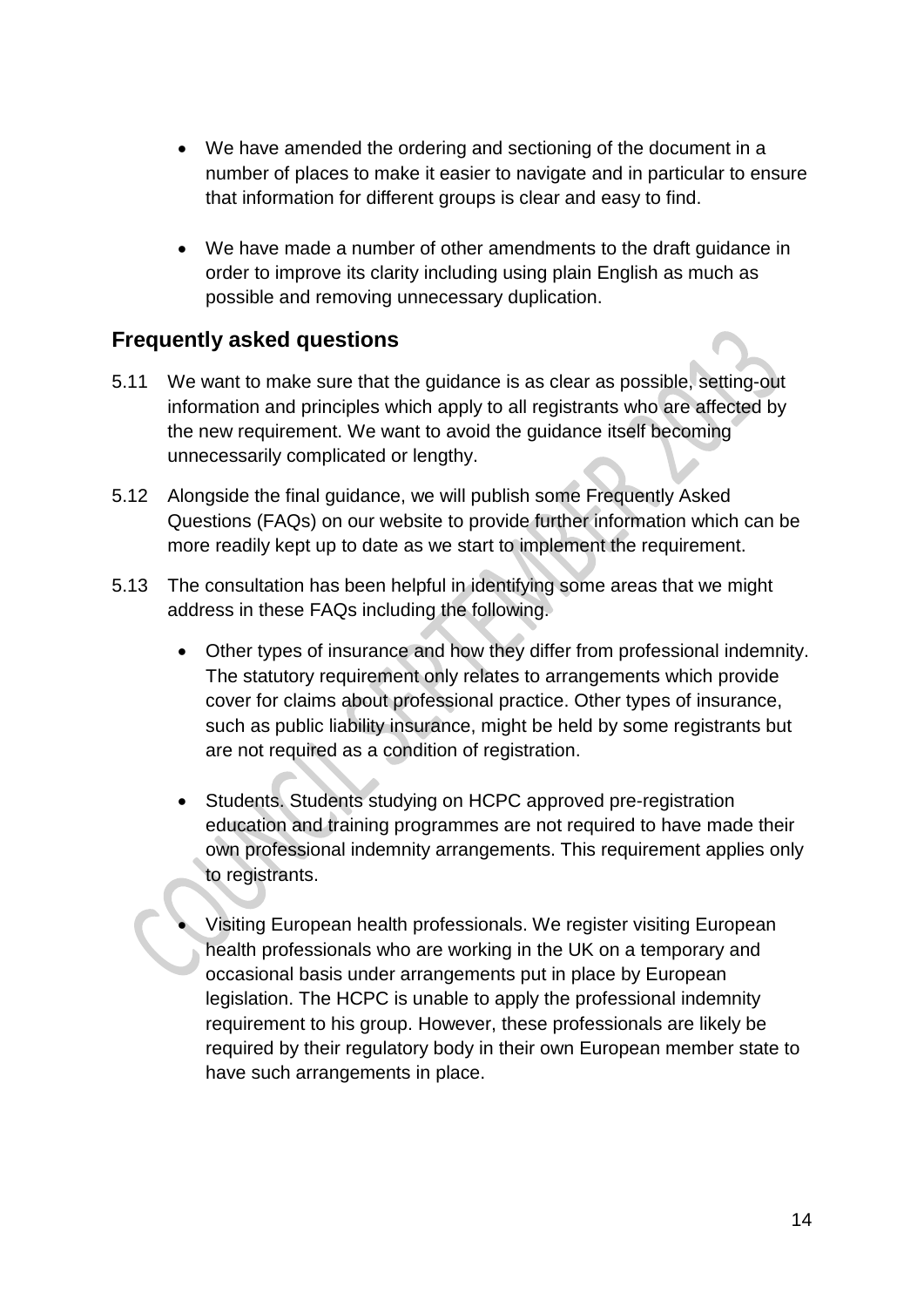- We have amended the ordering and sectioning of the document in a number of places to make it easier to navigate and in particular to ensure that information for different groups is clear and easy to find.

- We have made a number of other amendments to the draft guidance in order to improve its clarity including using plain English as much as possible and removing unnecessary duplication.

## Frequently asked questions

5.11 We want to make sure that the guidance is as clear as possible, setting-out information and principles which apply to all registrants who are affected by the new requirement. We want to avoid the guidance itself becoming unnecessarily complicated or lengthy.

5.12 Alongside the final guidance, we will publish some Frequently Asked Questions (FAQs) on our website to provide further information which can be more readily kept up to date as we start to implement the requirement.

5.13 The consultation has been helpful in identifying some areas that we might address in these FAQs including the following.

- Other types of insurance and how they differ from professional indemnity. The statutory requirement only relates to arrangements which provide cover for claims about professional practice. Other types of insurance, such as public liability insurance, might be held by some registrants but are not required as a condition of registration.

- Students. Students studying on HCPC approved pre-registration education and training programmes are not required to have made their own professional indemnity arrangements. This requirement applies only to registrants.

- Visiting European health professionals. We register visiting European health professionals who are working in the UK on a temporary and occasional basis under arrangements put in place by European legislation. The HCPC is unable to apply the professional indemnity requirement to his group. However, these professionals are likely be required by their regulatory body in their own European member state to have such arrangements in place.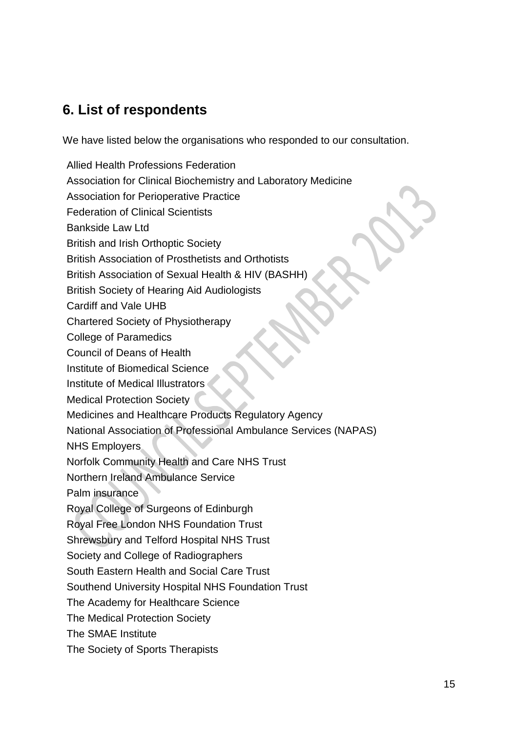## 6. List of respondents

We have listed below the organisations who responded to our consultation.

Allied Health Professions Federation  
Association for Clinical Biochemistry and Laboratory Medicine  
Association for Perioperative Practice  
Federation of Clinical Scientists  
Bankside Law Ltd  
British and Irish Orthoptic Society  
British Association of Prosthetists and Orthotists  
British Association of Sexual Health & HIV (BASHH)  
British Society of Hearing Aid Audiologists  
Cardiff and Vale UHB  
Chartered Society of Physiotherapy  
College of Paramedics  
Council of Deans of Health  
Institute of Biomedical Science  
Institute of Medical Illustrators  
Medical Protection Society  
Medicines and Healthcare Products Regulatory Agency  
National Association of Professional Ambulance Services (NAPAS)  
NHS Employers  
Norfolk Community Health and Care NHS Trust  
Northern Ireland Ambulance Service  
Palm insurance  
Royal College of Surgeons of Edinburgh  
Royal Free London NHS Foundation Trust  
Shrewsbury and Telford Hospital NHS Trust  
Society and College of Radiographers  
South Eastern Health and Social Care Trust  
Southend University Hospital NHS Foundation Trust  
The Academy for Healthcare Science  
The Medical Protection Society  
The SMAE Institute  
The Society of Sports Therapists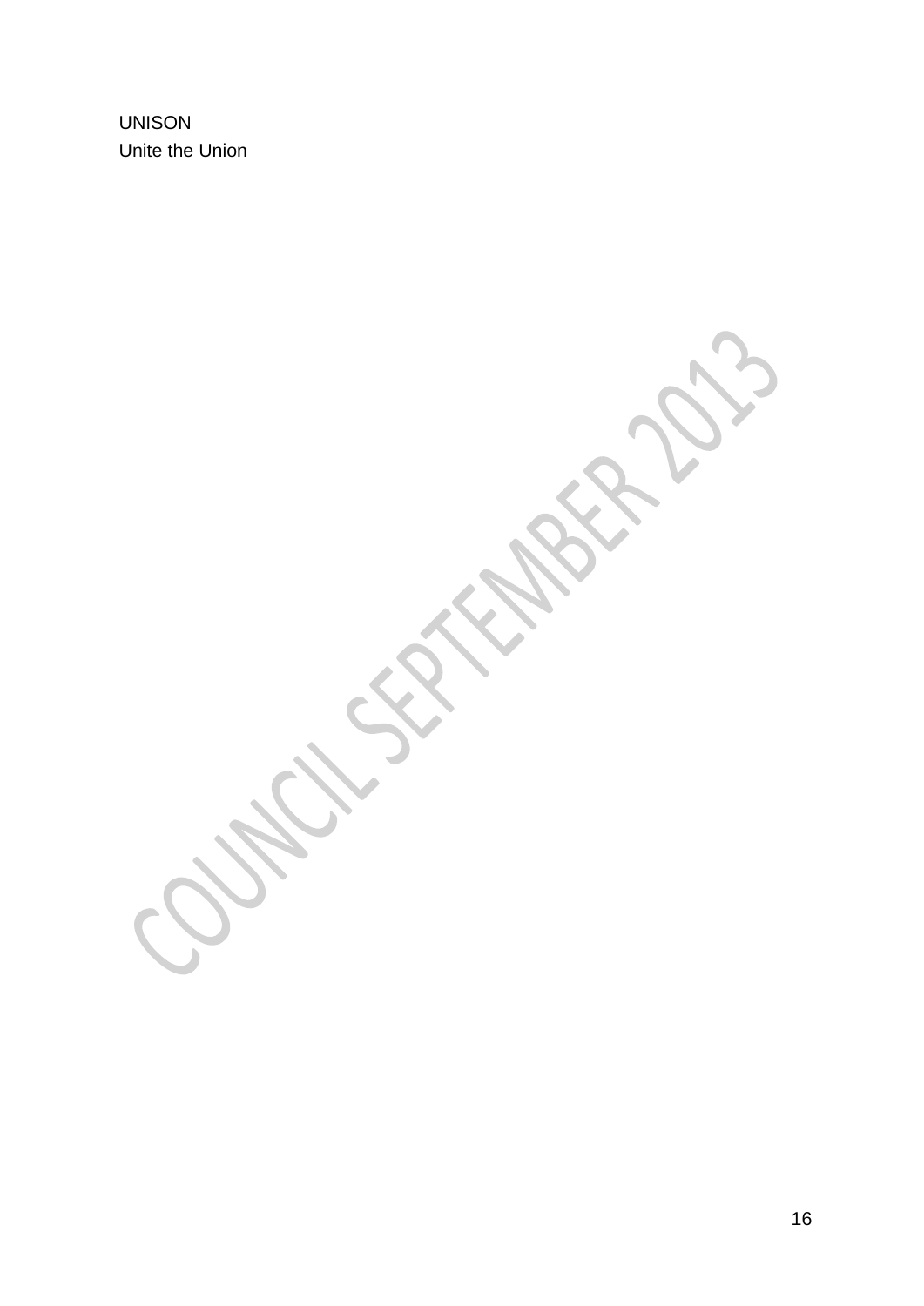UNISON
Unite the Union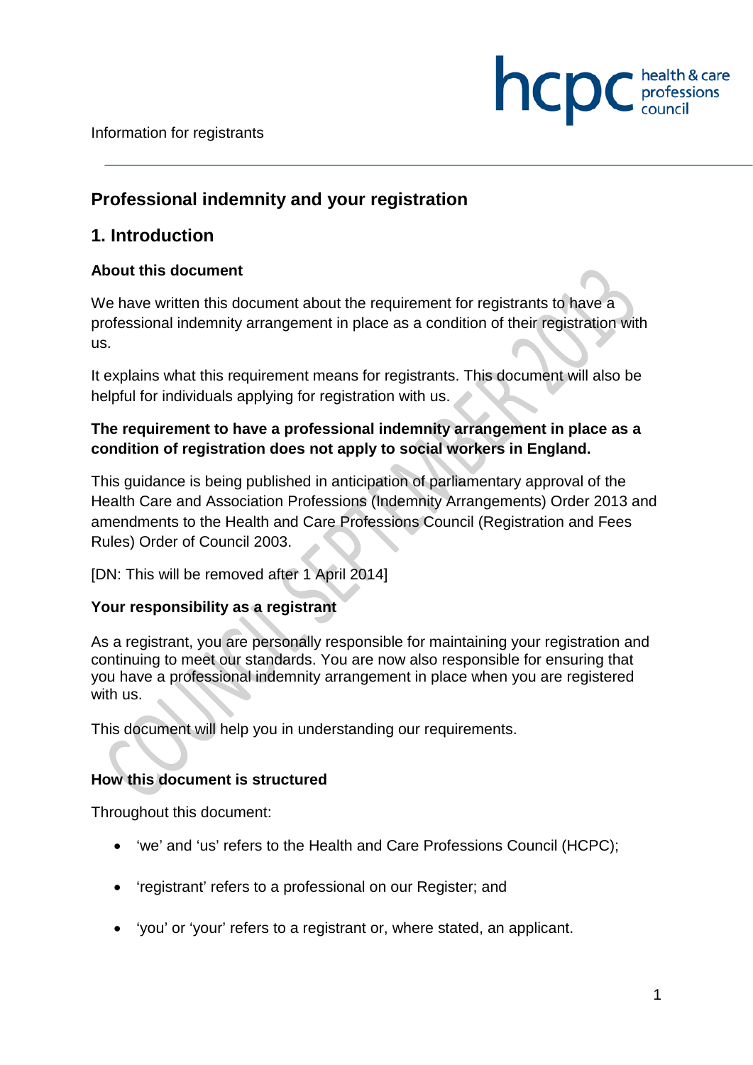Information for registrants

# Professional indemnity and your registration

## 1. Introduction

### About this document

We have written this document about the requirement for registrants to have a professional indemnity arrangement in place as a condition of their registration with us.

It explains what this requirement means for registrants. This document will also be helpful for individuals applying for registration with us.

**The requirement to have a professional indemnity arrangement in place as a condition of registration does not apply to social workers in England.**

This guidance is being published in anticipation of parliamentary approval of the Health Care and Association Professions (Indemnity Arrangements) Order 2013 and amendments to the Health and Care Professions Council (Registration and Fees Rules) Order of Council 2003.

[DN: This will be removed after 1 April 2014]

### Your responsibility as a registrant

As a registrant, you are personally responsible for maintaining your registration and continuing to meet our standards. You are now also responsible for ensuring that you have a professional indemnity arrangement in place when you are registered with us.

This document will help you in understanding our requirements.

### How this document is structured

Throughout this document:

- 'we' and 'us' refers to the Health and Care Professions Council (HCPC);
- 'registrant' refers to a professional on our Register; and
- 'you' or 'your' refers to a registrant or, where stated, an applicant.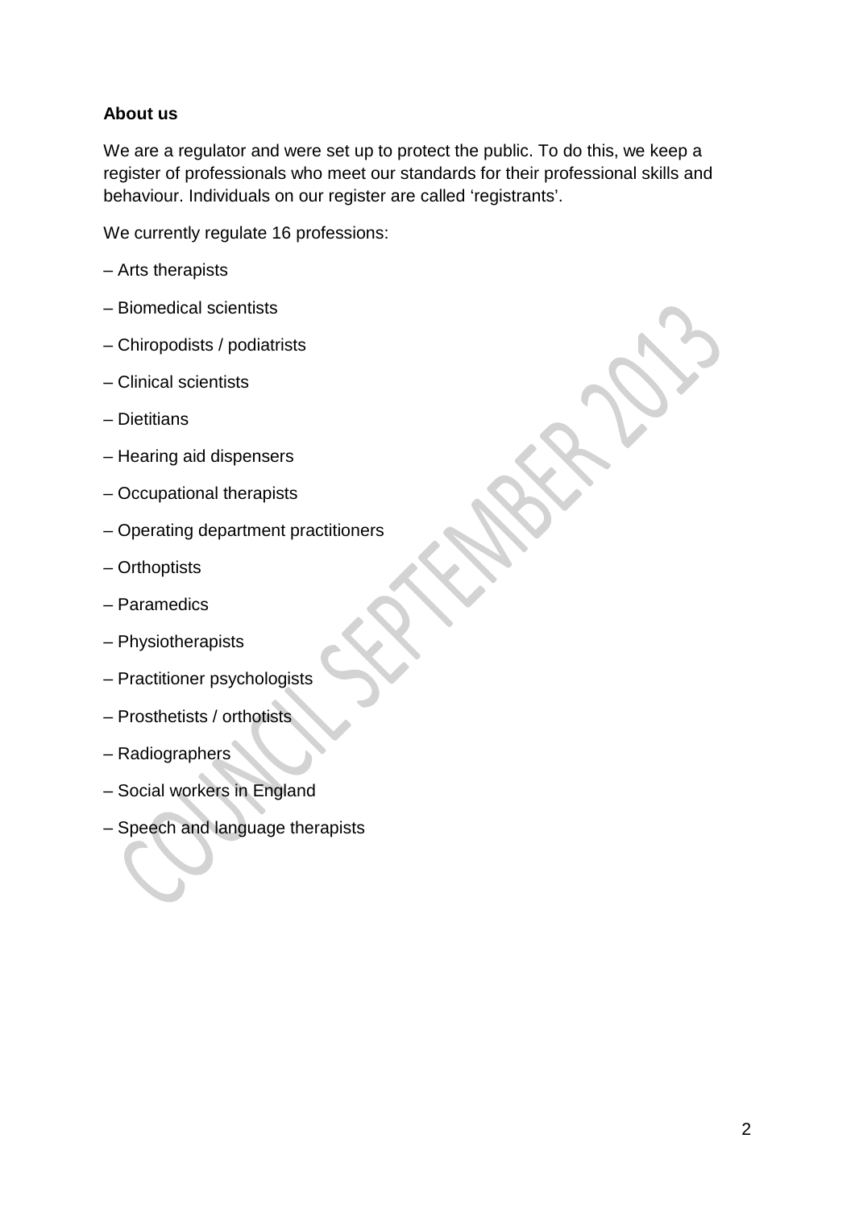**About us**

We are a regulator and were set up to protect the public. To do this, we keep a register of professionals who meet our standards for their professional skills and behaviour. Individuals on our register are called 'registrants'.

We currently regulate 16 professions:

– Arts therapists

– Biomedical scientists

– Chiropodists / podiatrists

– Clinical scientists

– Dietitians

– Hearing aid dispensers

– Occupational therapists

– Operating department practitioners

– Orthoptists

– Paramedics

– Physiotherapists

– Practitioner psychologists

– Prosthetists / orthotists

– Radiographers

– Social workers in England

– Speech and language therapists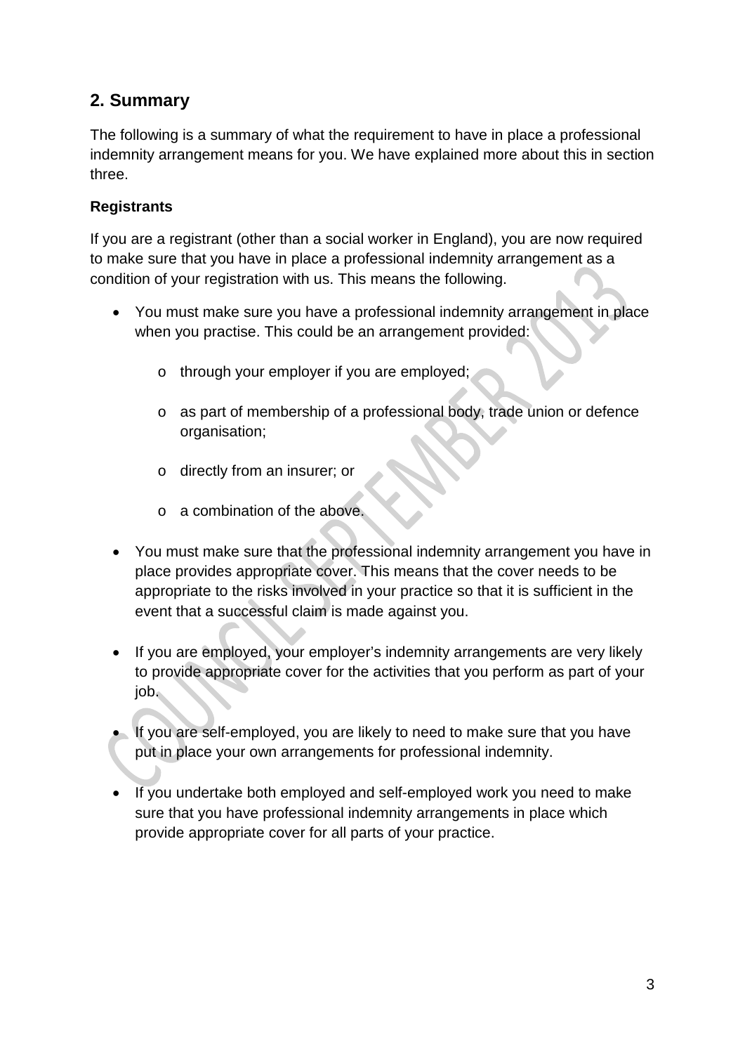## 2. Summary

The following is a summary of what the requirement to have in place a professional indemnity arrangement means for you. We have explained more about this in section three.

**Registrants**

If you are a registrant (other than a social worker in England), you are now required to make sure that you have in place a professional indemnity arrangement as a condition of your registration with us. This means the following.

- You must make sure you have a professional indemnity arrangement in place when you practise. This could be an arrangement provided:
  - through your employer if you are employed;
  - as part of membership of a professional body, trade union or defence organisation;
  - directly from an insurer; or
  - a combination of the above.
- You must make sure that the professional indemnity arrangement you have in place provides appropriate cover. This means that the cover needs to be appropriate to the risks involved in your practice so that it is sufficient in the event that a successful claim is made against you.
- If you are employed, your employer's indemnity arrangements are very likely to provide appropriate cover for the activities that you perform as part of your job.
- If you are self-employed, you are likely to need to make sure that you have put in place your own arrangements for professional indemnity.
- If you undertake both employed and self-employed work you need to make sure that you have professional indemnity arrangements in place which provide appropriate cover for all parts of your practice.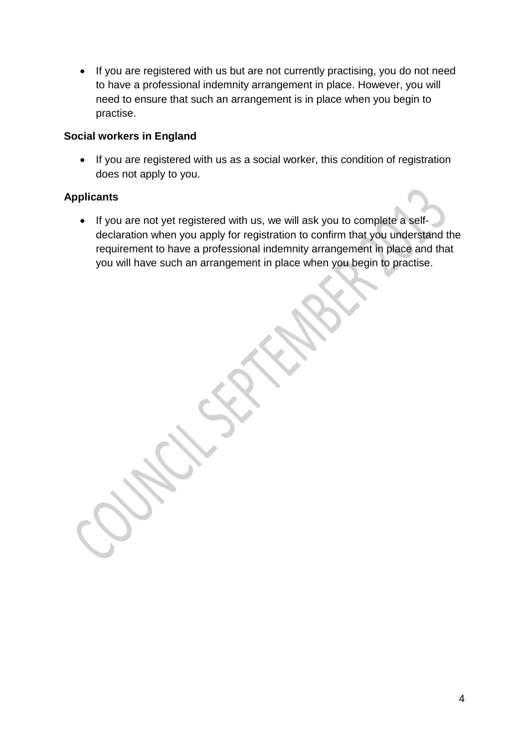- If you are registered with us but are not currently practising, you do not need to have a professional indemnity arrangement in place. However, you will need to ensure that such an arrangement is in place when you begin to practise.

**Social workers in England**

- If you are registered with us as a social worker, this condition of registration does not apply to you.

**Applicants**

- If you are not yet registered with us, we will ask you to complete a self-declaration when you apply for registration to confirm that you understand the requirement to have a professional indemnity arrangement in place and that you will have such an arrangement in place when you begin to practise.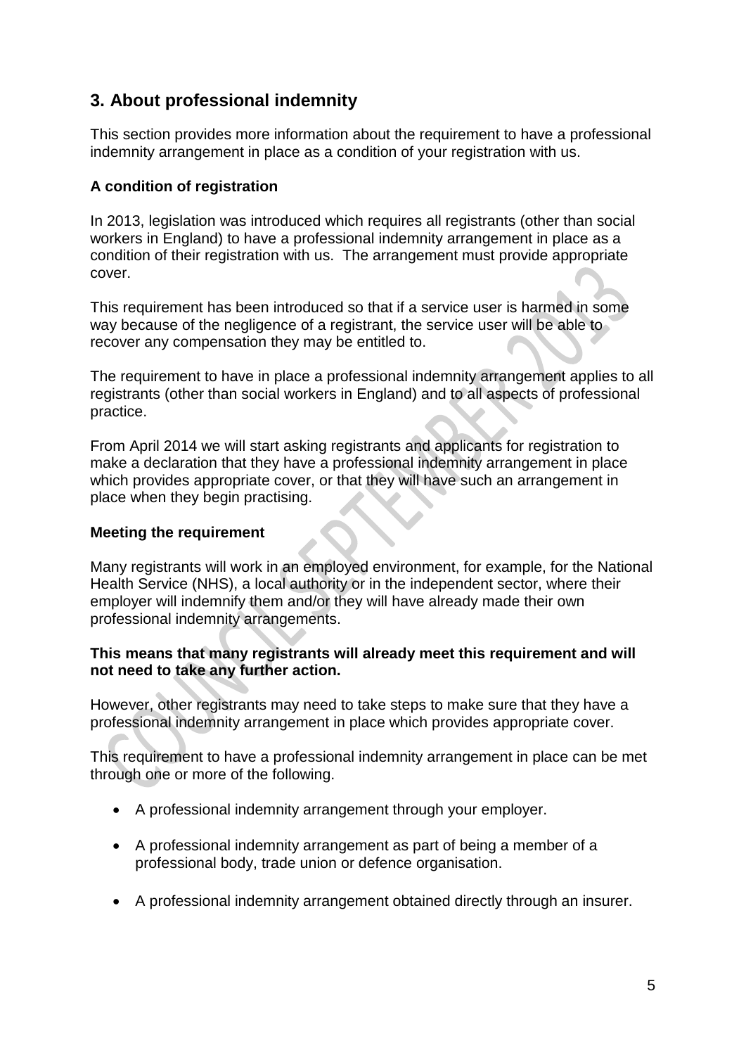## 3. About professional indemnity

This section provides more information about the requirement to have a professional indemnity arrangement in place as a condition of your registration with us.

### A condition of registration

In 2013, legislation was introduced which requires all registrants (other than social workers in England) to have a professional indemnity arrangement in place as a condition of their registration with us. The arrangement must provide appropriate cover.

This requirement has been introduced so that if a service user is harmed in some way because of the negligence of a registrant, the service user will be able to recover any compensation they may be entitled to.

The requirement to have in place a professional indemnity arrangement applies to all registrants (other than social workers in England) and to all aspects of professional practice.

From April 2014 we will start asking registrants and applicants for registration to make a declaration that they have a professional indemnity arrangement in place which provides appropriate cover, or that they will have such an arrangement in place when they begin practising.

### Meeting the requirement

Many registrants will work in an employed environment, for example, for the National Health Service (NHS), a local authority or in the independent sector, where their employer will indemnify them and/or they will have already made their own professional indemnity arrangements.

**This means that many registrants will already meet this requirement and will not need to take any further action.**

However, other registrants may need to take steps to make sure that they have a professional indemnity arrangement in place which provides appropriate cover.

This requirement to have a professional indemnity arrangement in place can be met through one or more of the following.

- A professional indemnity arrangement through your employer.
- A professional indemnity arrangement as part of being a member of a professional body, trade union or defence organisation.
- A professional indemnity arrangement obtained directly through an insurer.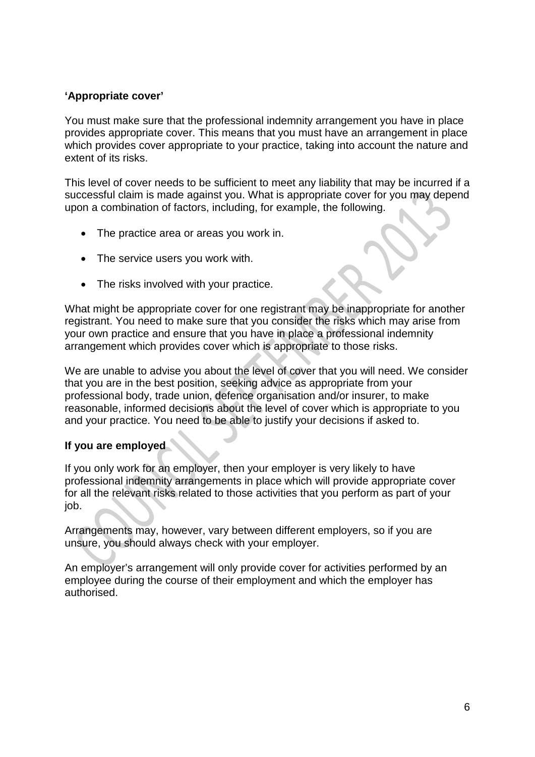**'Appropriate cover'**

You must make sure that the professional indemnity arrangement you have in place provides appropriate cover. This means that you must have an arrangement in place which provides cover appropriate to your practice, taking into account the nature and extent of its risks.

This level of cover needs to be sufficient to meet any liability that may be incurred if a successful claim is made against you. What is appropriate cover for you may depend upon a combination of factors, including, for example, the following.

- The practice area or areas you work in.
- The service users you work with.
- The risks involved with your practice.

What might be appropriate cover for one registrant may be inappropriate for another registrant. You need to make sure that you consider the risks which may arise from your own practice and ensure that you have in place a professional indemnity arrangement which provides cover which is appropriate to those risks.

We are unable to advise you about the level of cover that you will need. We consider that you are in the best position, seeking advice as appropriate from your professional body, trade union, defence organisation and/or insurer, to make reasonable, informed decisions about the level of cover which is appropriate to you and your practice. You need to be able to justify your decisions if asked to.

**If you are employed**

If you only work for an employer, then your employer is very likely to have professional indemnity arrangements in place which will provide appropriate cover for all the relevant risks related to those activities that you perform as part of your job.

Arrangements may, however, vary between different employers, so if you are unsure, you should always check with your employer.

An employer's arrangement will only provide cover for activities performed by an employee during the course of their employment and which the employer has authorised.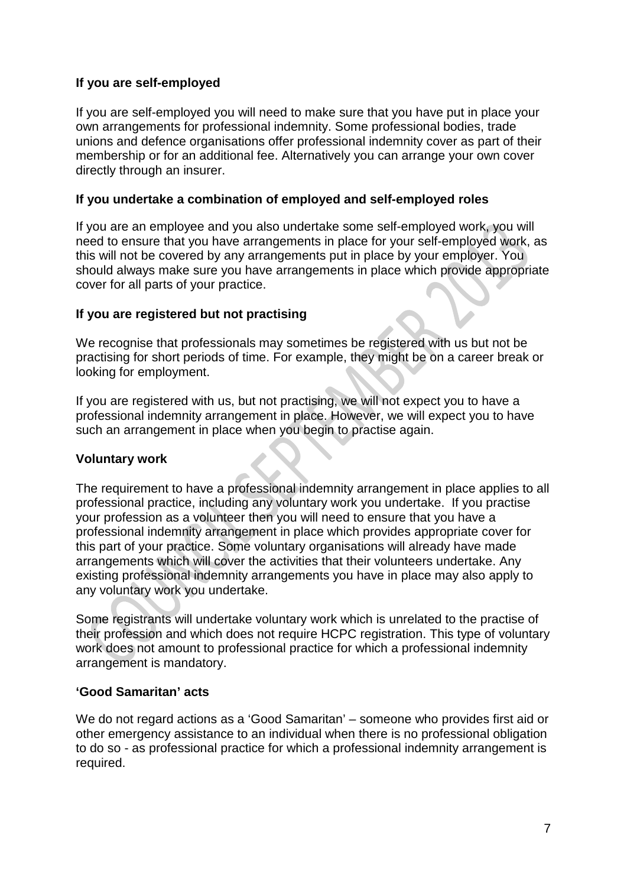### If you are self-employed

If you are self-employed you will need to make sure that you have put in place your own arrangements for professional indemnity. Some professional bodies, trade unions and defence organisations offer professional indemnity cover as part of their membership or for an additional fee. Alternatively you can arrange your own cover directly through an insurer.

### If you undertake a combination of employed and self-employed roles

If you are an employee and you also undertake some self-employed work, you will need to ensure that you have arrangements in place for your self-employed work, as this will not be covered by any arrangements put in place by your employer. You should always make sure you have arrangements in place which provide appropriate cover for all parts of your practice.

### If you are registered but not practising

We recognise that professionals may sometimes be registered with us but not be practising for short periods of time. For example, they might be on a career break or looking for employment.

If you are registered with us, but not practising, we will not expect you to have a professional indemnity arrangement in place. However, we will expect you to have such an arrangement in place when you begin to practise again.

### Voluntary work

The requirement to have a professional indemnity arrangement in place applies to all professional practice, including any voluntary work you undertake. If you practise your profession as a volunteer then you will need to ensure that you have a professional indemnity arrangement in place which provides appropriate cover for this part of your practice. Some voluntary organisations will already have made arrangements which will cover the activities that their volunteers undertake. Any existing professional indemnity arrangements you have in place may also apply to any voluntary work you undertake.

Some registrants will undertake voluntary work which is unrelated to the practise of their profession and which does not require HCPC registration. This type of voluntary work does not amount to professional practice for which a professional indemnity arrangement is mandatory.

### 'Good Samaritan' acts

We do not regard actions as a 'Good Samaritan' – someone who provides first aid or other emergency assistance to an individual when there is no professional obligation to do so - as professional practice for which a professional indemnity arrangement is required.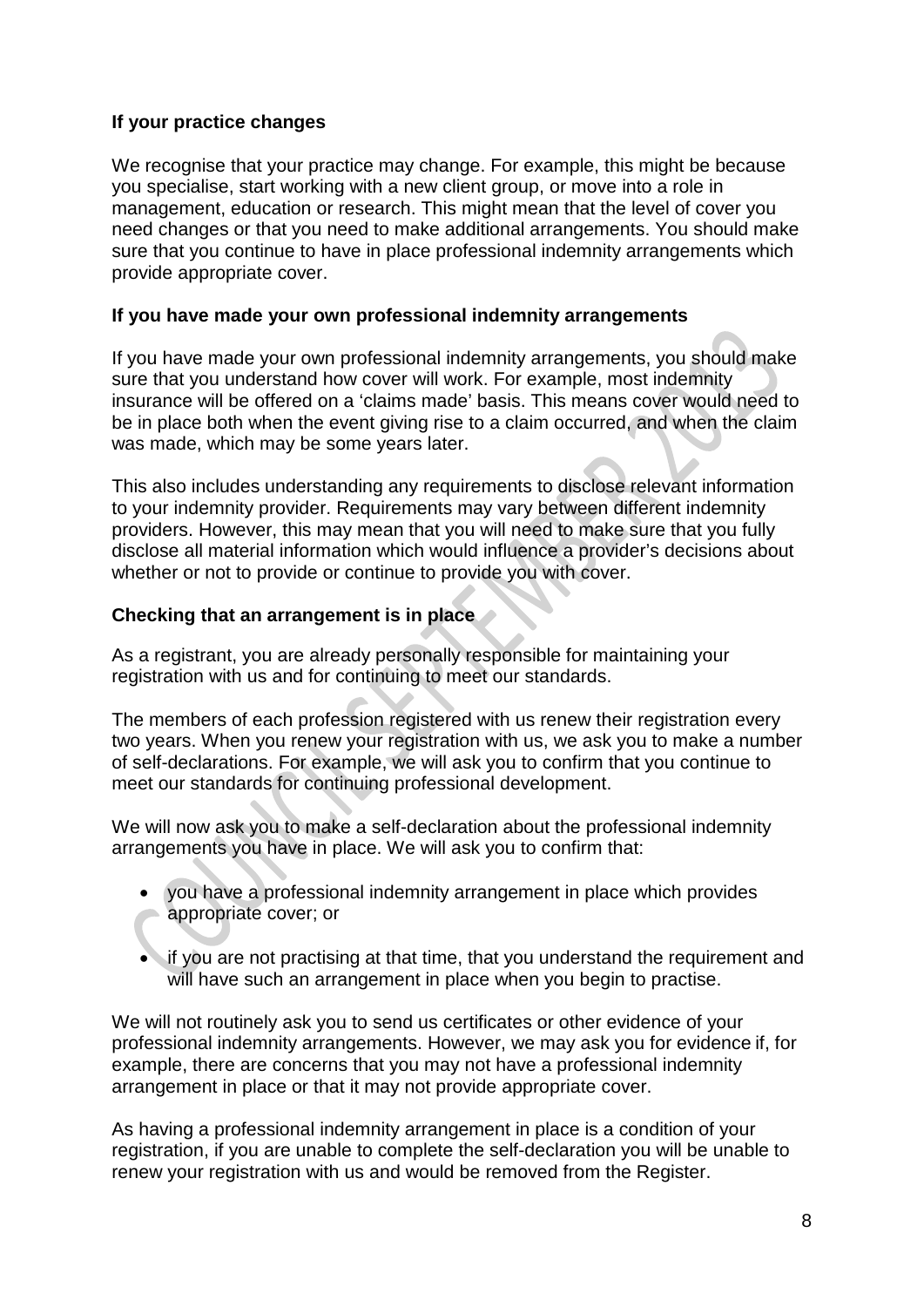**If your practice changes**

We recognise that your practice may change. For example, this might be because you specialise, start working with a new client group, or move into a role in management, education or research. This might mean that the level of cover you need changes or that you need to make additional arrangements. You should make sure that you continue to have in place professional indemnity arrangements which provide appropriate cover.

**If you have made your own professional indemnity arrangements**

If you have made your own professional indemnity arrangements, you should make sure that you understand how cover will work. For example, most indemnity insurance will be offered on a 'claims made' basis. This means cover would need to be in place both when the event giving rise to a claim occurred, and when the claim was made, which may be some years later.

This also includes understanding any requirements to disclose relevant information to your indemnity provider. Requirements may vary between different indemnity providers. However, this may mean that you will need to make sure that you fully disclose all material information which would influence a provider's decisions about whether or not to provide or continue to provide you with cover.

**Checking that an arrangement is in place**

As a registrant, you are already personally responsible for maintaining your registration with us and for continuing to meet our standards.

The members of each profession registered with us renew their registration every two years. When you renew your registration with us, we ask you to make a number of self-declarations. For example, we will ask you to confirm that you continue to meet our standards for continuing professional development.

We will now ask you to make a self-declaration about the professional indemnity arrangements you have in place. We will ask you to confirm that:

- you have a professional indemnity arrangement in place which provides appropriate cover; or
- if you are not practising at that time, that you understand the requirement and will have such an arrangement in place when you begin to practise.

We will not routinely ask you to send us certificates or other evidence of your professional indemnity arrangements. However, we may ask you for evidence if, for example, there are concerns that you may not have a professional indemnity arrangement in place or that it may not provide appropriate cover.

As having a professional indemnity arrangement in place is a condition of your registration, if you are unable to complete the self-declaration you will be unable to renew your registration with us and would be removed from the Register.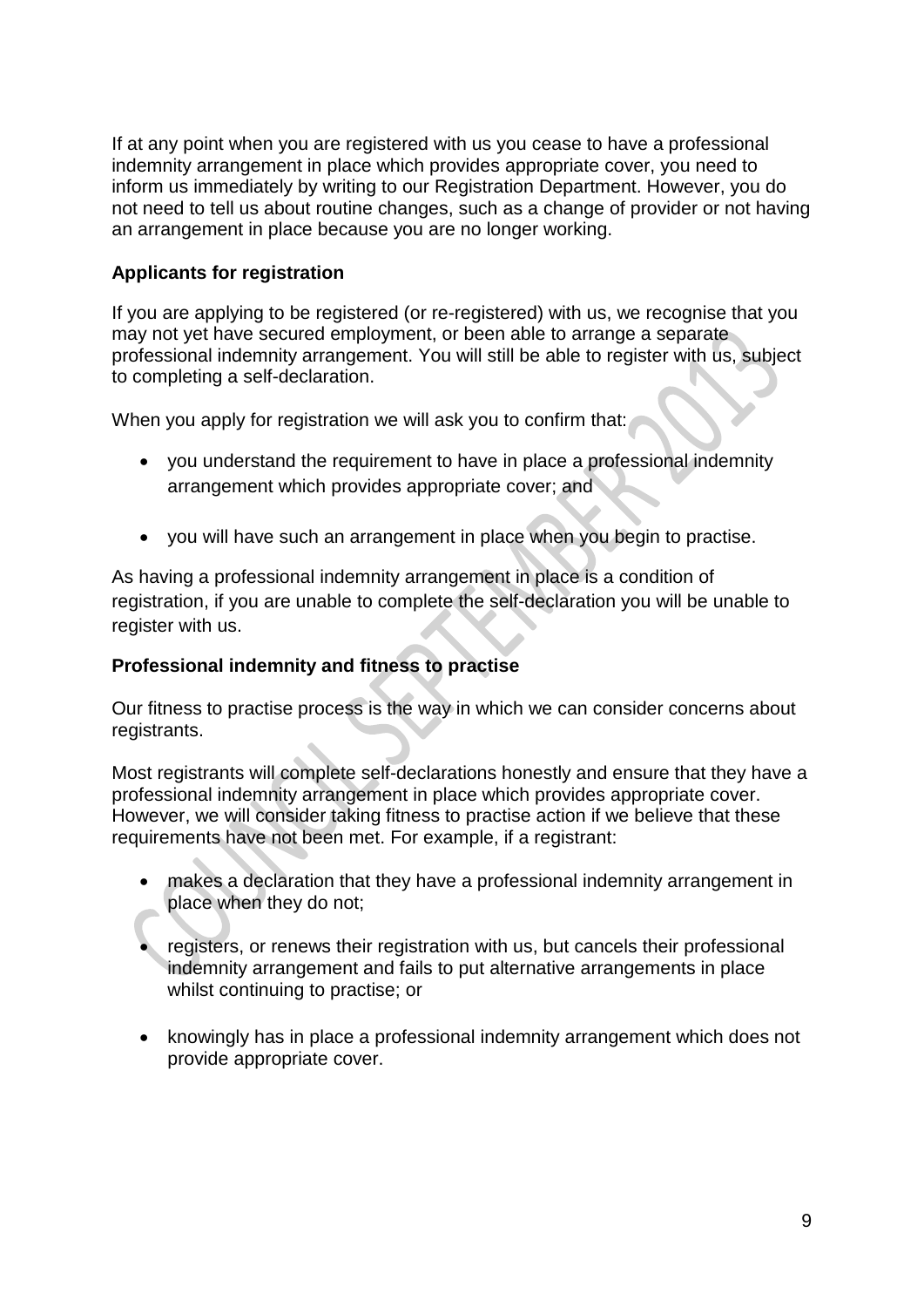If at any point when you are registered with us you cease to have a professional indemnity arrangement in place which provides appropriate cover, you need to inform us immediately by writing to our Registration Department. However, you do not need to tell us about routine changes, such as a change of provider or not having an arrangement in place because you are no longer working.

### Applicants for registration

If you are applying to be registered (or re-registered) with us, we recognise that you may not yet have secured employment, or been able to arrange a separate professional indemnity arrangement. You will still be able to register with us, subject to completing a self-declaration.

When you apply for registration we will ask you to confirm that:

- you understand the requirement to have in place a professional indemnity arrangement which provides appropriate cover; and
- you will have such an arrangement in place when you begin to practise.

As having a professional indemnity arrangement in place is a condition of registration, if you are unable to complete the self-declaration you will be unable to register with us.

### Professional indemnity and fitness to practise

Our fitness to practise process is the way in which we can consider concerns about registrants.

Most registrants will complete self-declarations honestly and ensure that they have a professional indemnity arrangement in place which provides appropriate cover. However, we will consider taking fitness to practise action if we believe that these requirements have not been met. For example, if a registrant:

- makes a declaration that they have a professional indemnity arrangement in place when they do not;
- registers, or renews their registration with us, but cancels their professional indemnity arrangement and fails to put alternative arrangements in place whilst continuing to practise; or
- knowingly has in place a professional indemnity arrangement which does not provide appropriate cover.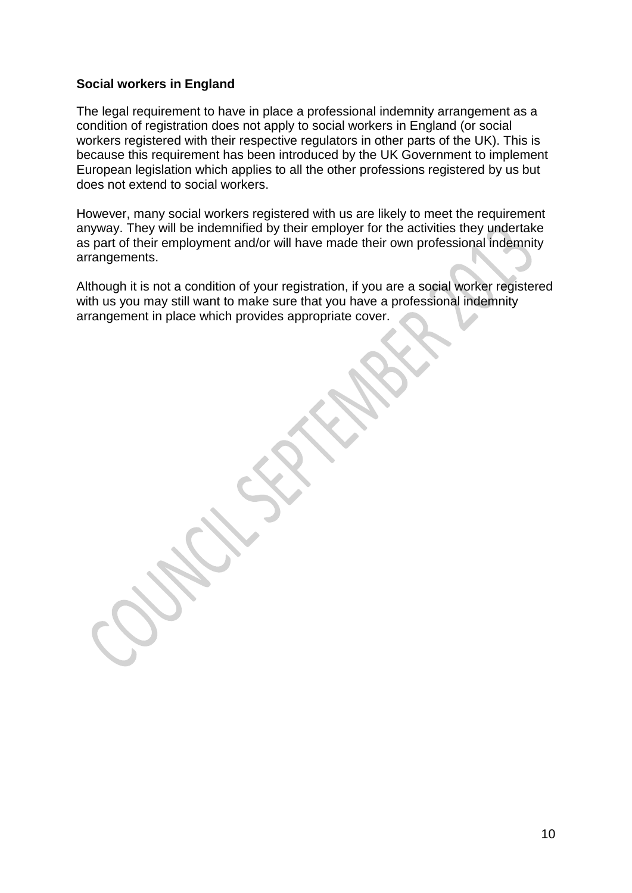**Social workers in England**

The legal requirement to have in place a professional indemnity arrangement as a condition of registration does not apply to social workers in England (or social workers registered with their respective regulators in other parts of the UK). This is because this requirement has been introduced by the UK Government to implement European legislation which applies to all the other professions registered by us but does not extend to social workers.

However, many social workers registered with us are likely to meet the requirement anyway. They will be indemnified by their employer for the activities they undertake as part of their employment and/or will have made their own professional indemnity arrangements.

Although it is not a condition of your registration, if you are a social worker registered with us you may still want to make sure that you have a professional indemnity arrangement in place which provides appropriate cover.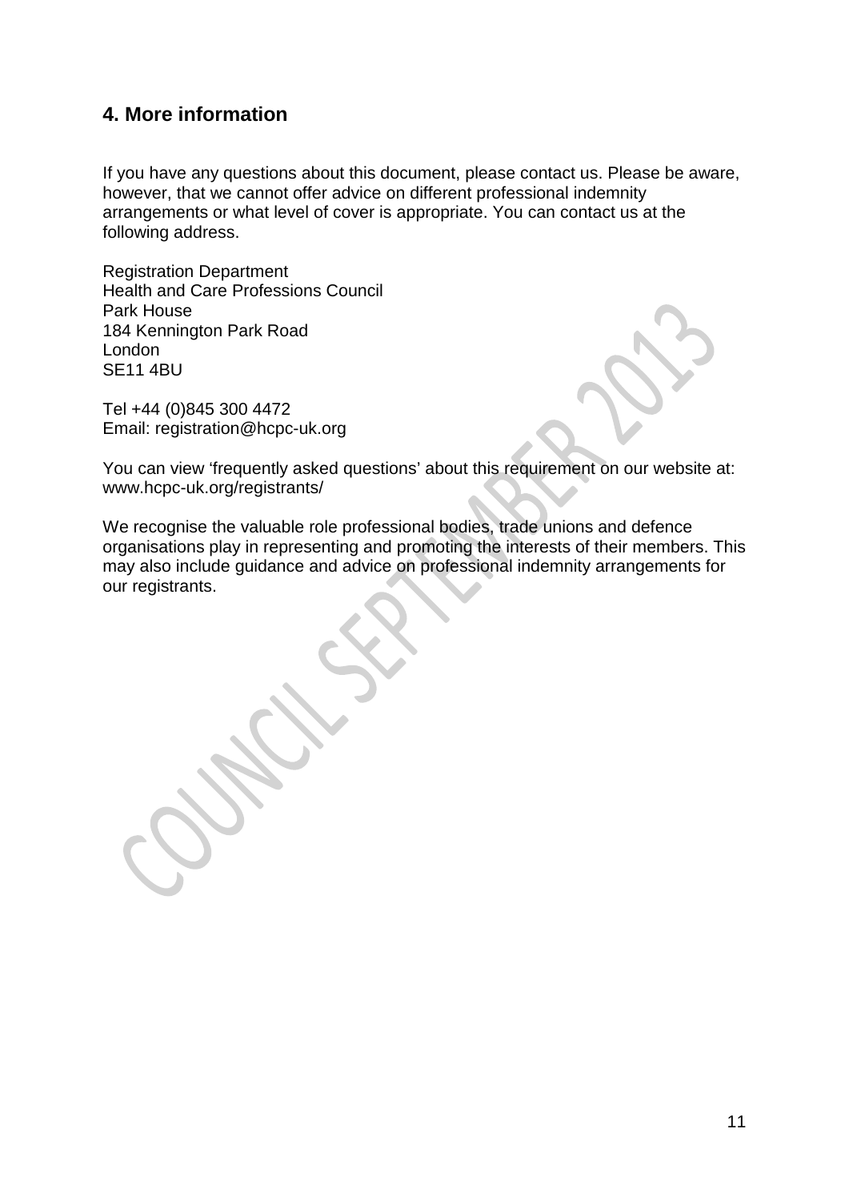## 4. More information

If you have any questions about this document, please contact us. Please be aware, however, that we cannot offer advice on different professional indemnity arrangements or what level of cover is appropriate. You can contact us at the following address.

Registration Department
Health and Care Professions Council
Park House
184 Kennington Park Road
London
SE11 4BU

Tel +44 (0)845 300 4472
Email: registration@hcpc-uk.org

You can view 'frequently asked questions' about this requirement on our website at: www.hcpc-uk.org/registrants/

We recognise the valuable role professional bodies, trade unions and defence organisations play in representing and promoting the interests of their members. This may also include guidance and advice on professional indemnity arrangements for our registrants.